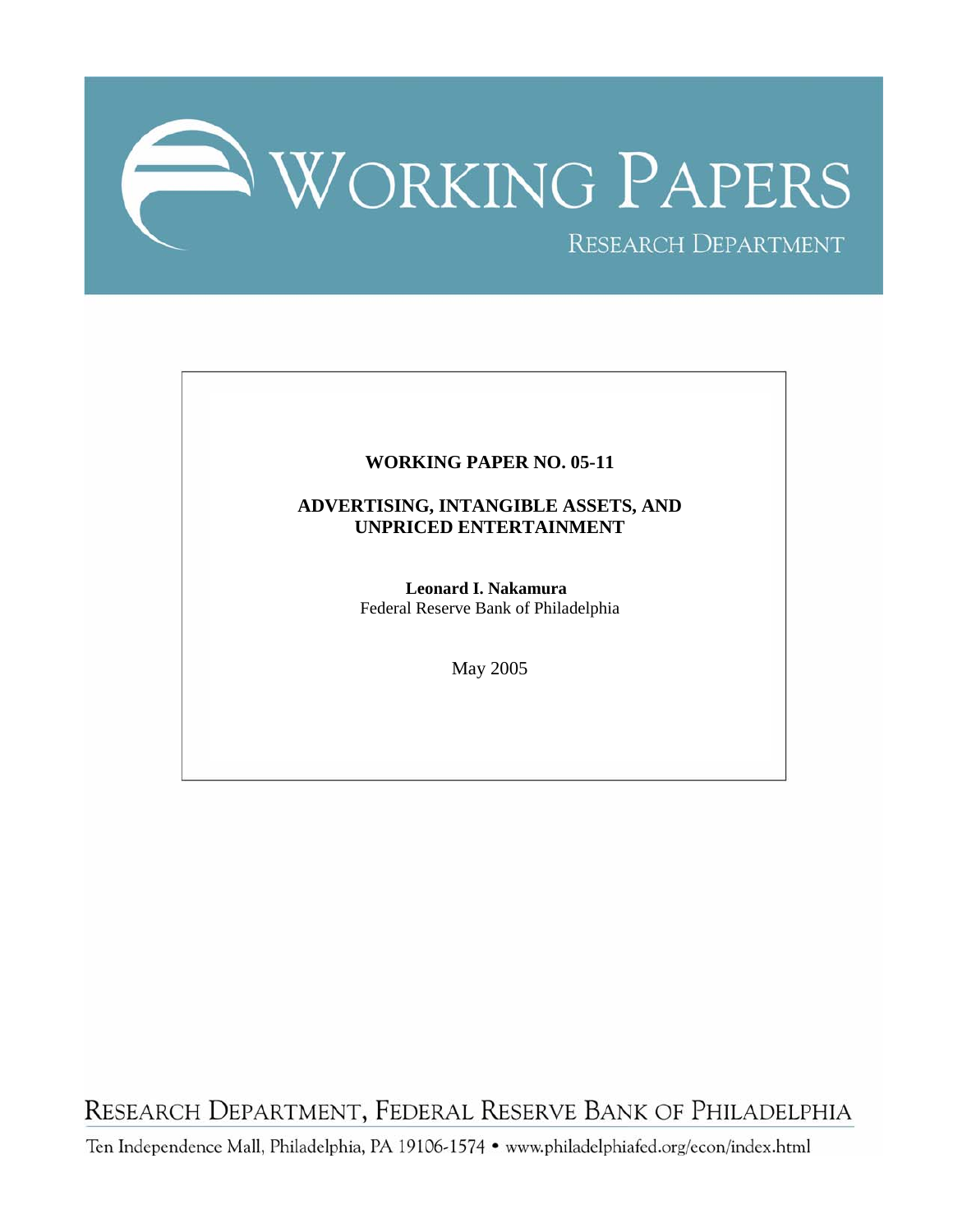# WORKING PAPERS

RESEARCH DEPARTMENT

**WORKING PAPER NO. 05-11**

**ADVERTISING, INTANGIBLE ASSETS, AND UNPRICED ENTERTAINMENT**

**Leonard I. Nakamura**
Federal Reserve Bank of Philadelphia

May 2005

RESEARCH DEPARTMENT, FEDERAL RESERVE BANK OF PHILADELPHIA

Ten Independence Mall, Philadelphia, PA 19106-1574 • www.philadelphiafed.org/econ/index.html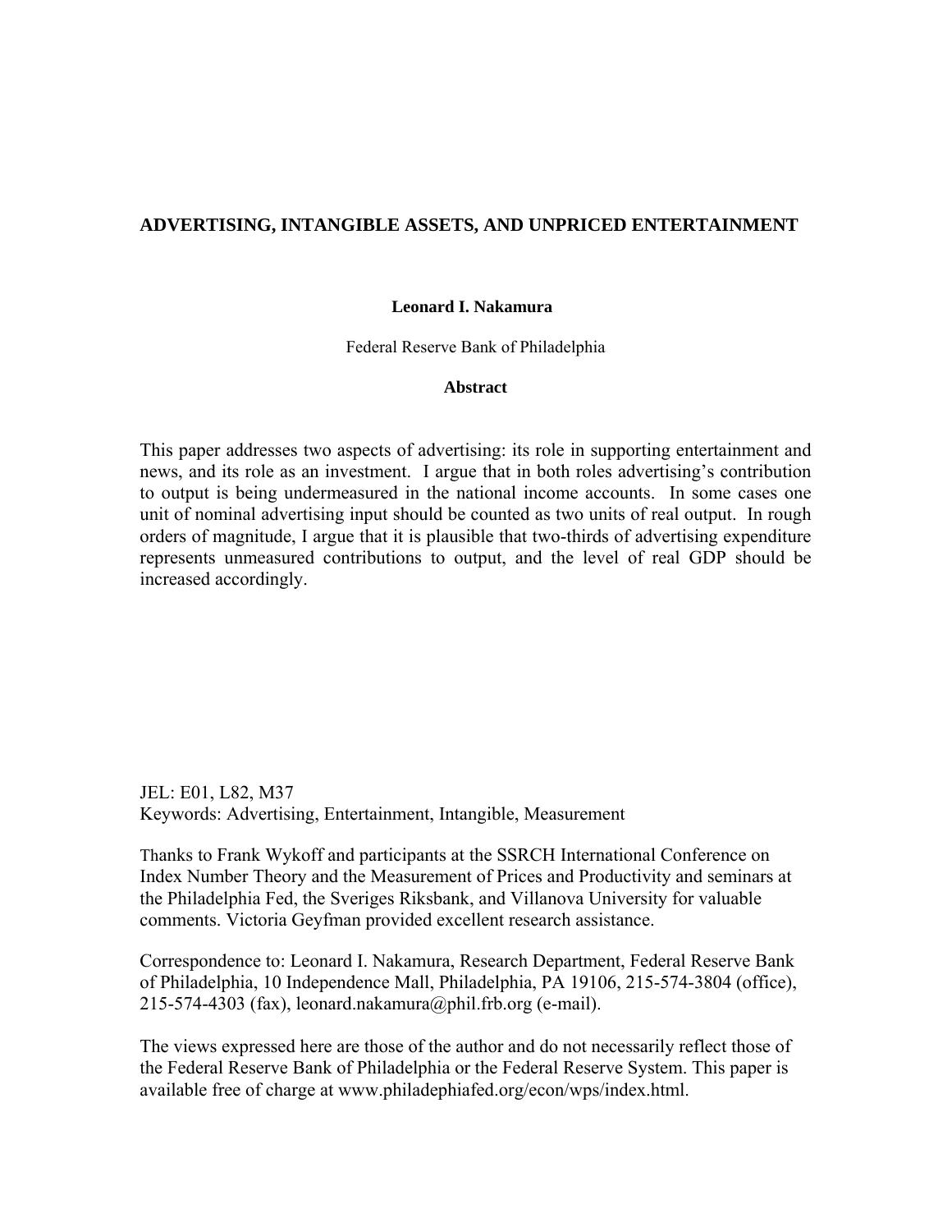# ADVERTISING, INTANGIBLE ASSETS, AND UNPRICED ENTERTAINMENT

**Leonard I. Nakamura**

Federal Reserve Bank of Philadelphia

**Abstract**

This paper addresses two aspects of advertising: its role in supporting entertainment and news, and its role as an investment. I argue that in both roles advertising's contribution to output is being undermeasured in the national income accounts. In some cases one unit of nominal advertising input should be counted as two units of real output. In rough orders of magnitude, I argue that it is plausible that two-thirds of advertising expenditure represents unmeasured contributions to output, and the level of real GDP should be increased accordingly.

JEL: E01, L82, M37
Keywords: Advertising, Entertainment, Intangible, Measurement

Thanks to Frank Wykoff and participants at the SSRCH International Conference on Index Number Theory and the Measurement of Prices and Productivity and seminars at the Philadelphia Fed, the Sveriges Riksbank, and Villanova University for valuable comments. Victoria Geyfman provided excellent research assistance.

Correspondence to: Leonard I. Nakamura, Research Department, Federal Reserve Bank of Philadelphia, 10 Independence Mall, Philadelphia, PA 19106, 215-574-3804 (office), 215-574-4303 (fax), leonard.nakamura@phil.frb.org (e-mail).

The views expressed here are those of the author and do not necessarily reflect those of the Federal Reserve Bank of Philadelphia or the Federal Reserve System. This paper is available free of charge at www.philadephiafed.org/econ/wps/index.html.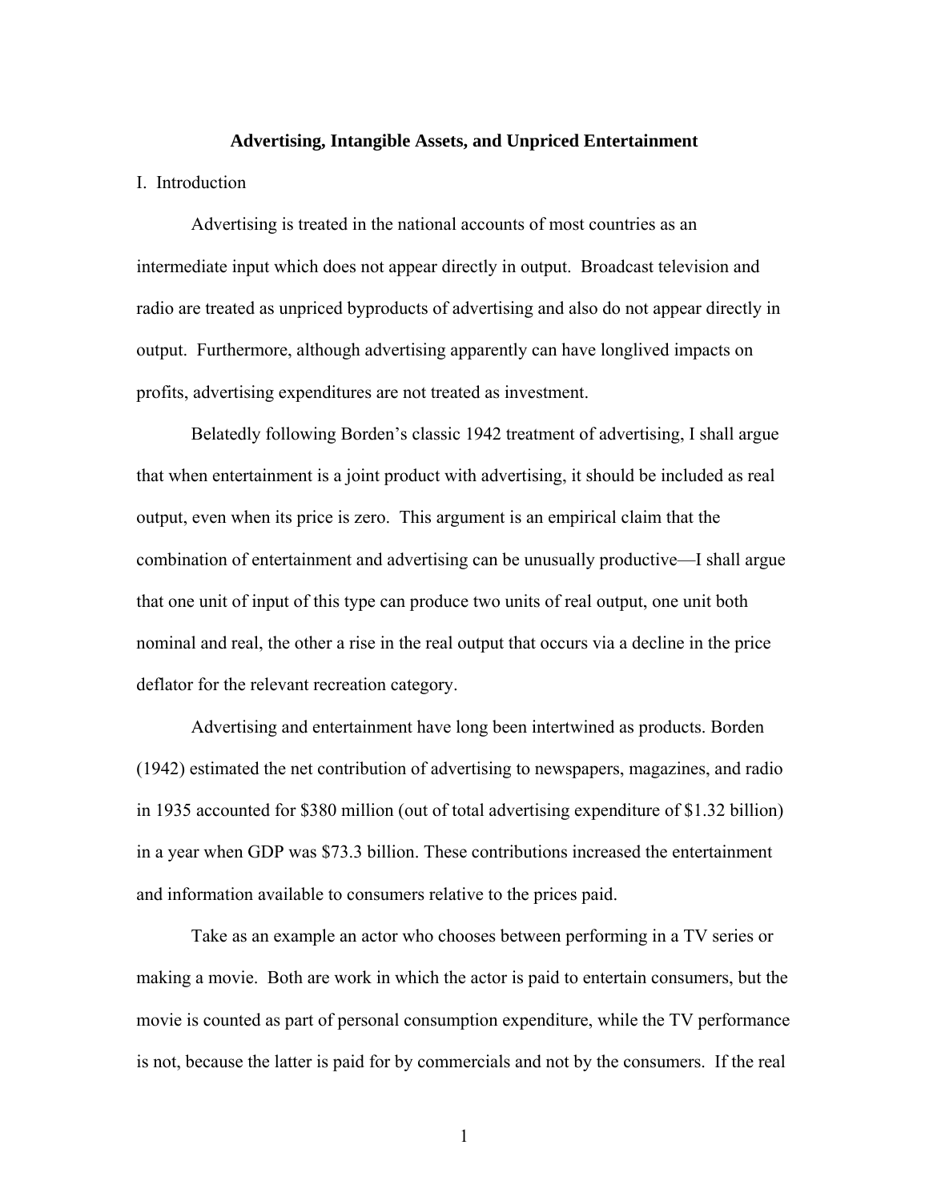**Advertising, Intangible Assets, and Unpriced Entertainment**

I. Introduction

Advertising is treated in the national accounts of most countries as an intermediate input which does not appear directly in output. Broadcast television and radio are treated as unpriced byproducts of advertising and also do not appear directly in output. Furthermore, although advertising apparently can have longlived impacts on profits, advertising expenditures are not treated as investment.

Belatedly following Borden's classic 1942 treatment of advertising, I shall argue that when entertainment is a joint product with advertising, it should be included as real output, even when its price is zero. This argument is an empirical claim that the combination of entertainment and advertising can be unusually productive—I shall argue that one unit of input of this type can produce two units of real output, one unit both nominal and real, the other a rise in the real output that occurs via a decline in the price deflator for the relevant recreation category.

Advertising and entertainment have long been intertwined as products. Borden (1942) estimated the net contribution of advertising to newspapers, magazines, and radio in 1935 accounted for $380 million (out of total advertising expenditure of $1.32 billion) in a year when GDP was $73.3 billion. These contributions increased the entertainment and information available to consumers relative to the prices paid.

Take as an example an actor who chooses between performing in a TV series or making a movie. Both are work in which the actor is paid to entertain consumers, but the movie is counted as part of personal consumption expenditure, while the TV performance is not, because the latter is paid for by commercials and not by the consumers. If the real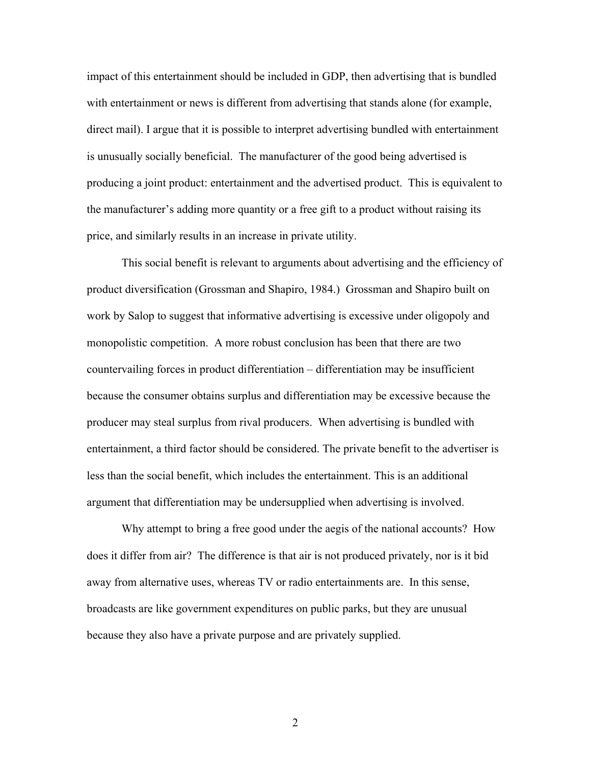impact of this entertainment should be included in GDP, then advertising that is bundled with entertainment or news is different from advertising that stands alone (for example, direct mail). I argue that it is possible to interpret advertising bundled with entertainment is unusually socially beneficial. The manufacturer of the good being advertised is producing a joint product: entertainment and the advertised product. This is equivalent to the manufacturer's adding more quantity or a free gift to a product without raising its price, and similarly results in an increase in private utility.

This social benefit is relevant to arguments about advertising and the efficiency of product diversification (Grossman and Shapiro, 1984.) Grossman and Shapiro built on work by Salop to suggest that informative advertising is excessive under oligopoly and monopolistic competition. A more robust conclusion has been that there are two countervailing forces in product differentiation – differentiation may be insufficient because the consumer obtains surplus and differentiation may be excessive because the producer may steal surplus from rival producers. When advertising is bundled with entertainment, a third factor should be considered. The private benefit to the advertiser is less than the social benefit, which includes the entertainment. This is an additional argument that differentiation may be undersupplied when advertising is involved.

Why attempt to bring a free good under the aegis of the national accounts? How does it differ from air? The difference is that air is not produced privately, nor is it bid away from alternative uses, whereas TV or radio entertainments are. In this sense, broadcasts are like government expenditures on public parks, but they are unusual because they also have a private purpose and are privately supplied.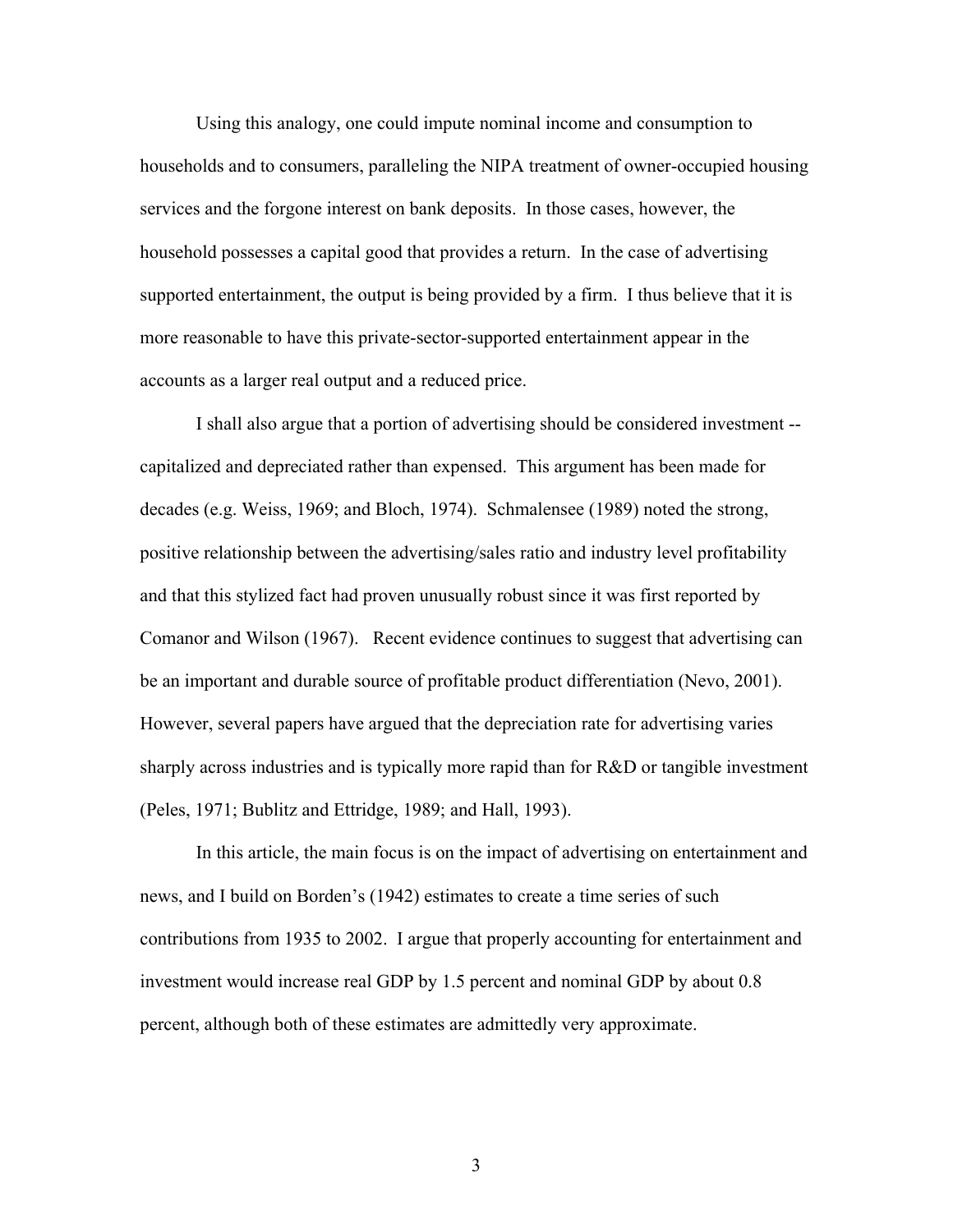Using this analogy, one could impute nominal income and consumption to households and to consumers, paralleling the NIPA treatment of owner-occupied housing services and the forgone interest on bank deposits. In those cases, however, the household possesses a capital good that provides a return. In the case of advertising supported entertainment, the output is being provided by a firm. I thus believe that it is more reasonable to have this private-sector-supported entertainment appear in the accounts as a larger real output and a reduced price.

I shall also argue that a portion of advertising should be considered investment -- capitalized and depreciated rather than expensed. This argument has been made for decades (e.g. Weiss, 1969; and Bloch, 1974). Schmalensee (1989) noted the strong, positive relationship between the advertising/sales ratio and industry level profitability and that this stylized fact had proven unusually robust since it was first reported by Comanor and Wilson (1967). Recent evidence continues to suggest that advertising can be an important and durable source of profitable product differentiation (Nevo, 2001). However, several papers have argued that the depreciation rate for advertising varies sharply across industries and is typically more rapid than for R&D or tangible investment (Peles, 1971; Bublitz and Ettridge, 1989; and Hall, 1993).

In this article, the main focus is on the impact of advertising on entertainment and news, and I build on Borden's (1942) estimates to create a time series of such contributions from 1935 to 2002. I argue that properly accounting for entertainment and investment would increase real GDP by 1.5 percent and nominal GDP by about 0.8 percent, although both of these estimates are admittedly very approximate.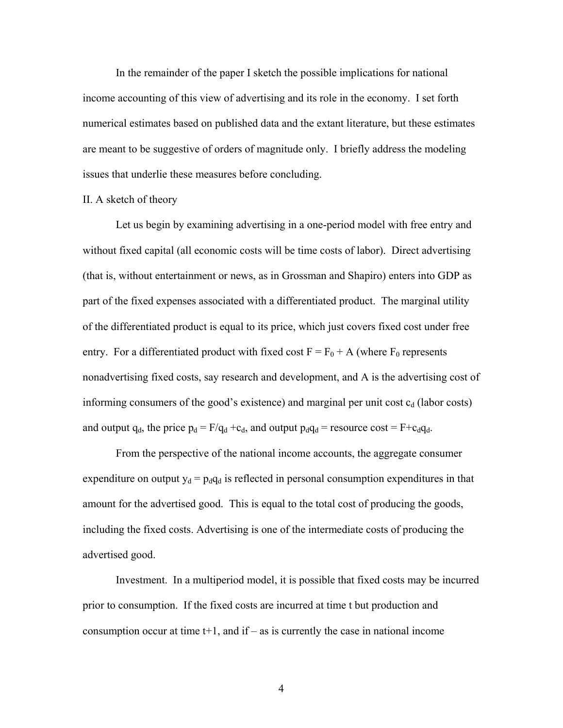In the remainder of the paper I sketch the possible implications for national income accounting of this view of advertising and its role in the economy. I set forth numerical estimates based on published data and the extant literature, but these estimates are meant to be suggestive of orders of magnitude only. I briefly address the modeling issues that underlie these measures before concluding.

## II. A sketch of theory

Let us begin by examining advertising in a one-period model with free entry and without fixed capital (all economic costs will be time costs of labor). Direct advertising (that is, without entertainment or news, as in Grossman and Shapiro) enters into GDP as part of the fixed expenses associated with a differentiated product. The marginal utility of the differentiated product is equal to its price, which just covers fixed cost under free entry. For a differentiated product with fixed cost $F = F_0 + A$ (where $F_0$ represents nonadvertising fixed costs, say research and development, and A is the advertising cost of informing consumers of the good's existence) and marginal per unit cost $c_d$ (labor costs) and output $q_d$, the price $p_d = F/q_d + c_d$, and output $p_d q_d$ = resource cost = $F + c_d q_d$.

From the perspective of the national income accounts, the aggregate consumer expenditure on output $y_d = p_d q_d$ is reflected in personal consumption expenditures in that amount for the advertised good. This is equal to the total cost of producing the goods, including the fixed costs. Advertising is one of the intermediate costs of producing the advertised good.

Investment. In a multiperiod model, it is possible that fixed costs may be incurred prior to consumption. If the fixed costs are incurred at time t but production and consumption occur at time t+1, and if – as is currently the case in national income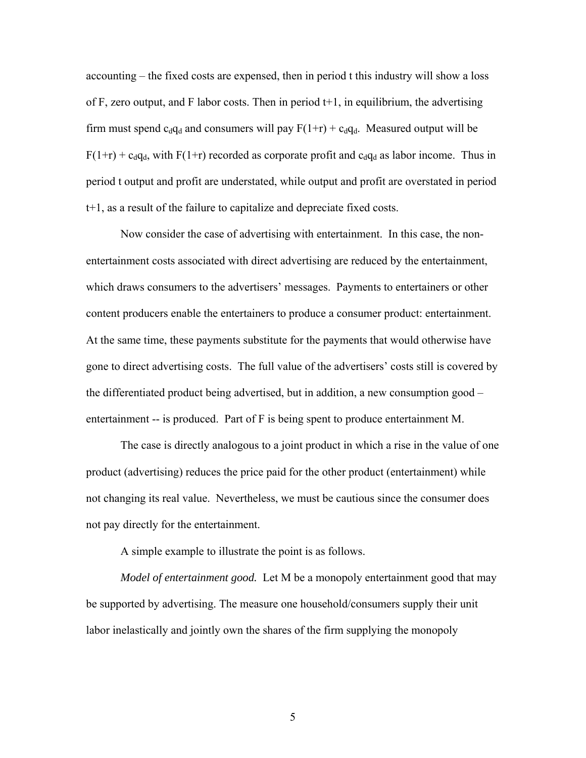accounting – the fixed costs are expensed, then in period t this industry will show a loss of F, zero output, and F labor costs. Then in period t+1, in equilibrium, the advertising firm must spend $c_d q_d$ and consumers will pay $F(1+r) + c_d q_d$. Measured output will be $F(1+r) + c_d q_d$, with $F(1+r)$ recorded as corporate profit and $c_d q_d$ as labor income. Thus in period t output and profit are understated, while output and profit are overstated in period t+1, as a result of the failure to capitalize and depreciate fixed costs.

Now consider the case of advertising with entertainment. In this case, the non-entertainment costs associated with direct advertising are reduced by the entertainment, which draws consumers to the advertisers' messages. Payments to entertainers or other content producers enable the entertainers to produce a consumer product: entertainment. At the same time, these payments substitute for the payments that would otherwise have gone to direct advertising costs. The full value of the advertisers' costs still is covered by the differentiated product being advertised, but in addition, a new consumption good – entertainment -- is produced. Part of F is being spent to produce entertainment M.

The case is directly analogous to a joint product in which a rise in the value of one product (advertising) reduces the price paid for the other product (entertainment) while not changing its real value. Nevertheless, we must be cautious since the consumer does not pay directly for the entertainment.

A simple example to illustrate the point is as follows.

*Model of entertainment good.* Let M be a monopoly entertainment good that may be supported by advertising. The measure one household/consumers supply their unit labor inelastically and jointly own the shares of the firm supplying the monopoly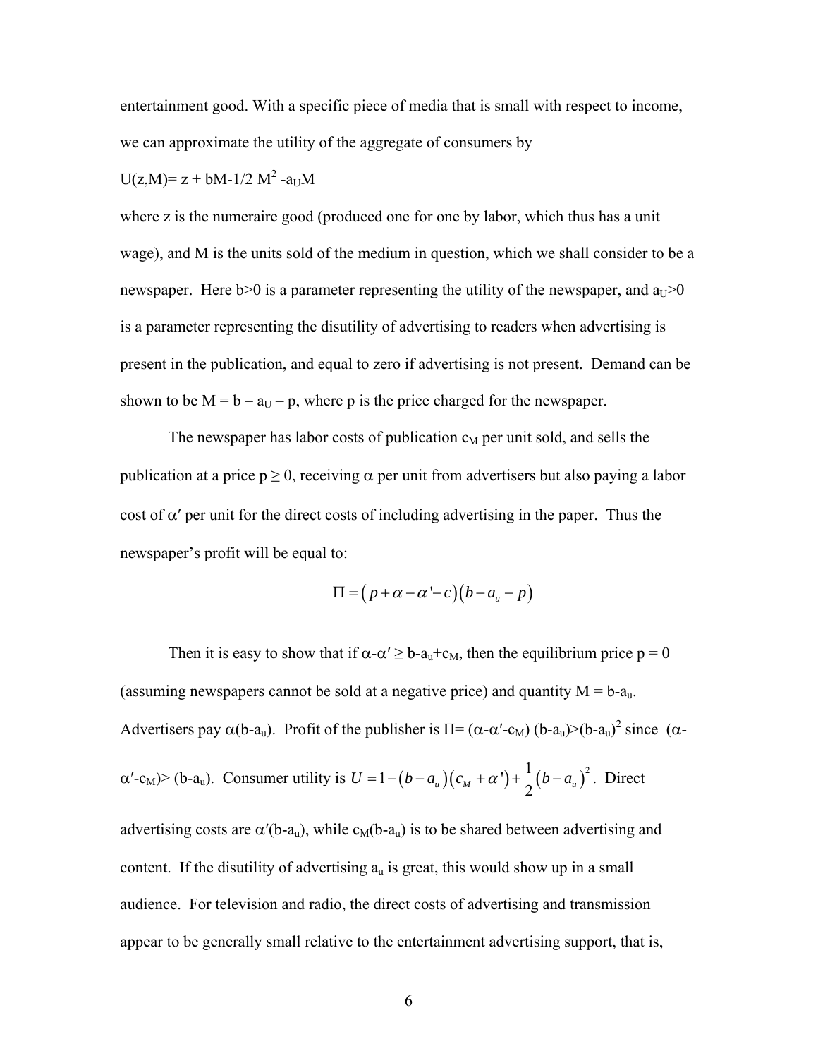entertainment good. With a specific piece of media that is small with respect to income, we can approximate the utility of the aggregate of consumers by

$U(z,M)= z + bM-1/2\ M^2 -a_U M$

where z is the numeraire good (produced one for one by labor, which thus has a unit wage), and M is the units sold of the medium in question, which we shall consider to be a newspaper. Here b>0 is a parameter representing the utility of the newspaper, and $a_U>0$ is a parameter representing the disutility of advertising to readers when advertising is present in the publication, and equal to zero if advertising is not present. Demand can be shown to be $M = b – a_U – p$, where p is the price charged for the newspaper.

The newspaper has labor costs of publication $c_M$ per unit sold, and sells the publication at a price $p \geq 0$, receiving $\alpha$ per unit from advertisers but also paying a labor cost of $\alpha'$ per unit for the direct costs of including advertising in the paper. Thus the newspaper's profit will be equal to:

$$\Pi = \left(p + \alpha - \alpha' - c\right)\left(b - a_u - p\right)$$

Then it is easy to show that if $\alpha-\alpha' \geq b-a_u+c_M$, then the equilibrium price p = 0 (assuming newspapers cannot be sold at a negative price) and quantity $M = b-a_u$. Advertisers pay $\alpha(b-a_u)$. Profit of the publisher is $\Pi= (\alpha-\alpha'-c_M)\ (b-a_u)>(b-a_u)^2$ since $(\alpha-\alpha'-c_M)> (b-a_u)$. Consumer utility is $U = 1 - \left(b - a_u\right)\left(c_M + \alpha'\right) + \frac{1}{2}\left(b - a_u\right)^2$. Direct advertising costs are $\alpha'(b-a_u)$, while $c_M(b-a_u)$ is to be shared between advertising and content. If the disutility of advertising $a_u$ is great, this would show up in a small audience. For television and radio, the direct costs of advertising and transmission appear to be generally small relative to the entertainment advertising support, that is,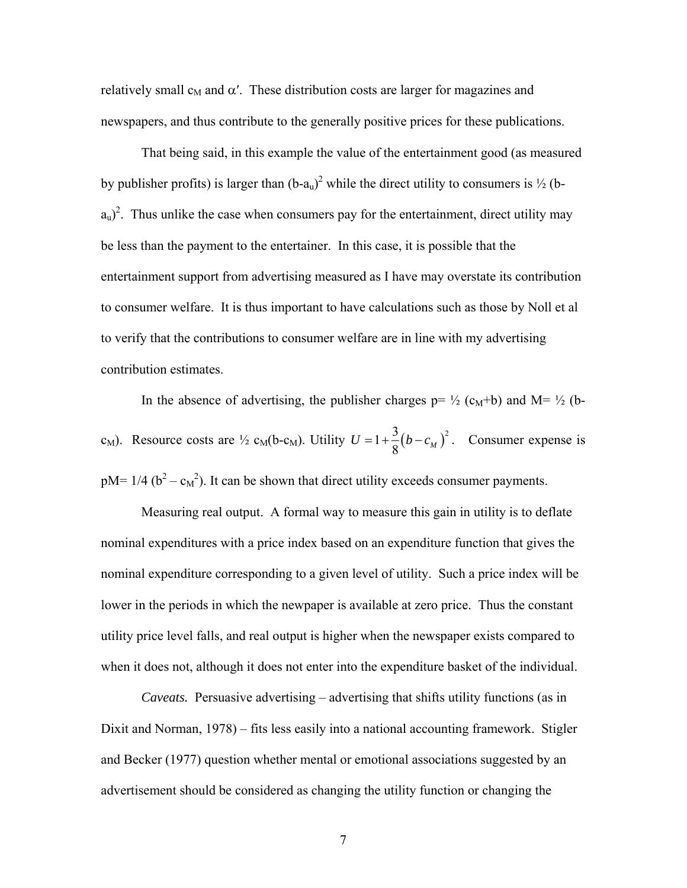relatively small $c_M$ and $\alpha'$. These distribution costs are larger for magazines and newspapers, and thus contribute to the generally positive prices for these publications.

That being said, in this example the value of the entertainment good (as measured by publisher profits) is larger than $(b-a_u)^2$ while the direct utility to consumers is $\frac{1}{2}(b-a_u)^2$. Thus unlike the case when consumers pay for the entertainment, direct utility may be less than the payment to the entertainer. In this case, it is possible that the entertainment support from advertising measured as I have may overstate its contribution to consumer welfare. It is thus important to have calculations such as those by Noll et al to verify that the contributions to consumer welfare are in line with my advertising contribution estimates.

In the absence of advertising, the publisher charges $p = \frac{1}{2}(c_M+b)$ and $M = \frac{1}{2}(b-c_M)$. Resource costs are $\frac{1}{2} c_M(b-c_M)$. Utility $U = 1 + \frac{3}{8}(b-c_M)^2$. Consumer expense is $pM = 1/4\,(b^2 - c_M^2)$. It can be shown that direct utility exceeds consumer payments.

Measuring real output. A formal way to measure this gain in utility is to deflate nominal expenditures with a price index based on an expenditure function that gives the nominal expenditure corresponding to a given level of utility. Such a price index will be lower in the periods in which the newpaper is available at zero price. Thus the constant utility price level falls, and real output is higher when the newspaper exists compared to when it does not, although it does not enter into the expenditure basket of the individual.

*Caveats.* Persuasive advertising – advertising that shifts utility functions (as in Dixit and Norman, 1978) – fits less easily into a national accounting framework. Stigler and Becker (1977) question whether mental or emotional associations suggested by an advertisement should be considered as changing the utility function or changing the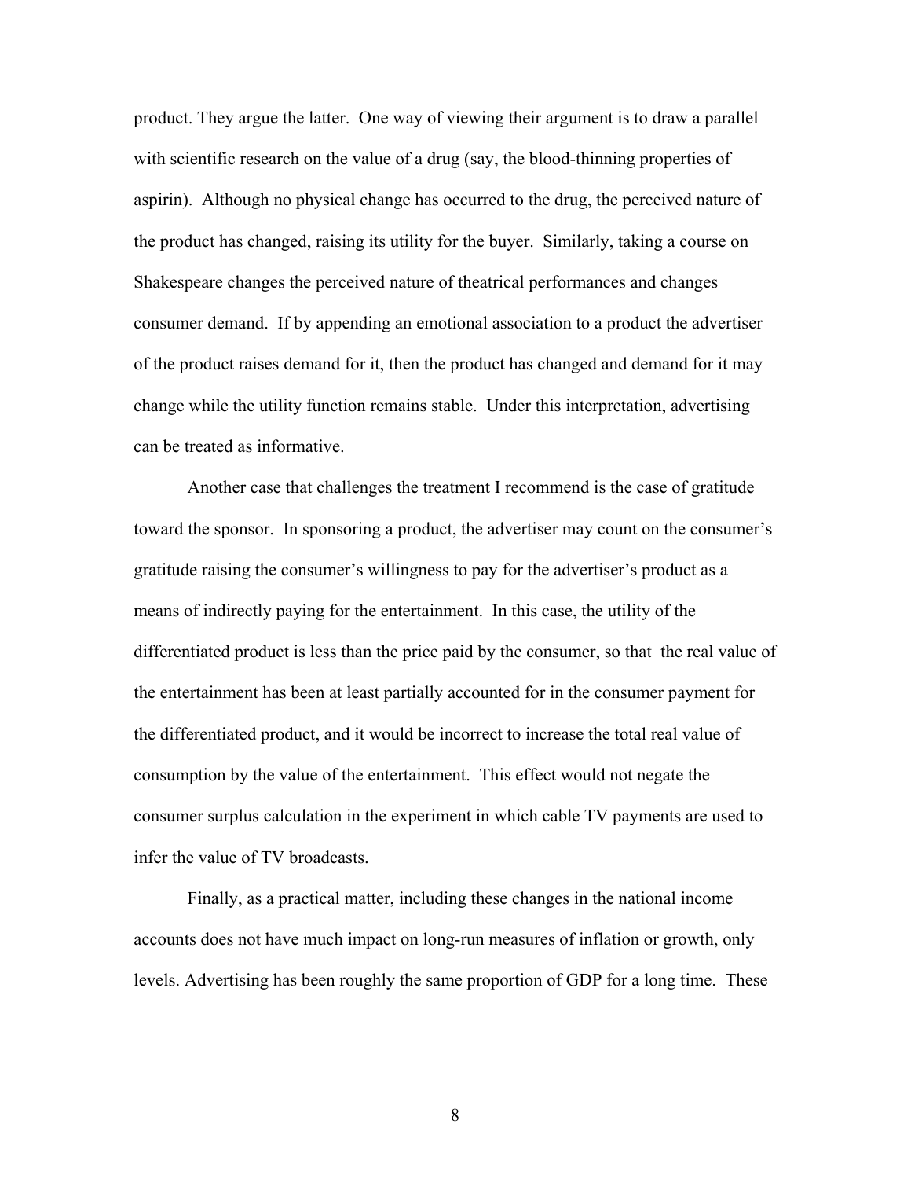product. They argue the latter. One way of viewing their argument is to draw a parallel with scientific research on the value of a drug (say, the blood-thinning properties of aspirin). Although no physical change has occurred to the drug, the perceived nature of the product has changed, raising its utility for the buyer. Similarly, taking a course on Shakespeare changes the perceived nature of theatrical performances and changes consumer demand. If by appending an emotional association to a product the advertiser of the product raises demand for it, then the product has changed and demand for it may change while the utility function remains stable. Under this interpretation, advertising can be treated as informative.

Another case that challenges the treatment I recommend is the case of gratitude toward the sponsor. In sponsoring a product, the advertiser may count on the consumer's gratitude raising the consumer's willingness to pay for the advertiser's product as a means of indirectly paying for the entertainment. In this case, the utility of the differentiated product is less than the price paid by the consumer, so that the real value of the entertainment has been at least partially accounted for in the consumer payment for the differentiated product, and it would be incorrect to increase the total real value of consumption by the value of the entertainment. This effect would not negate the consumer surplus calculation in the experiment in which cable TV payments are used to infer the value of TV broadcasts.

Finally, as a practical matter, including these changes in the national income accounts does not have much impact on long-run measures of inflation or growth, only levels. Advertising has been roughly the same proportion of GDP for a long time. These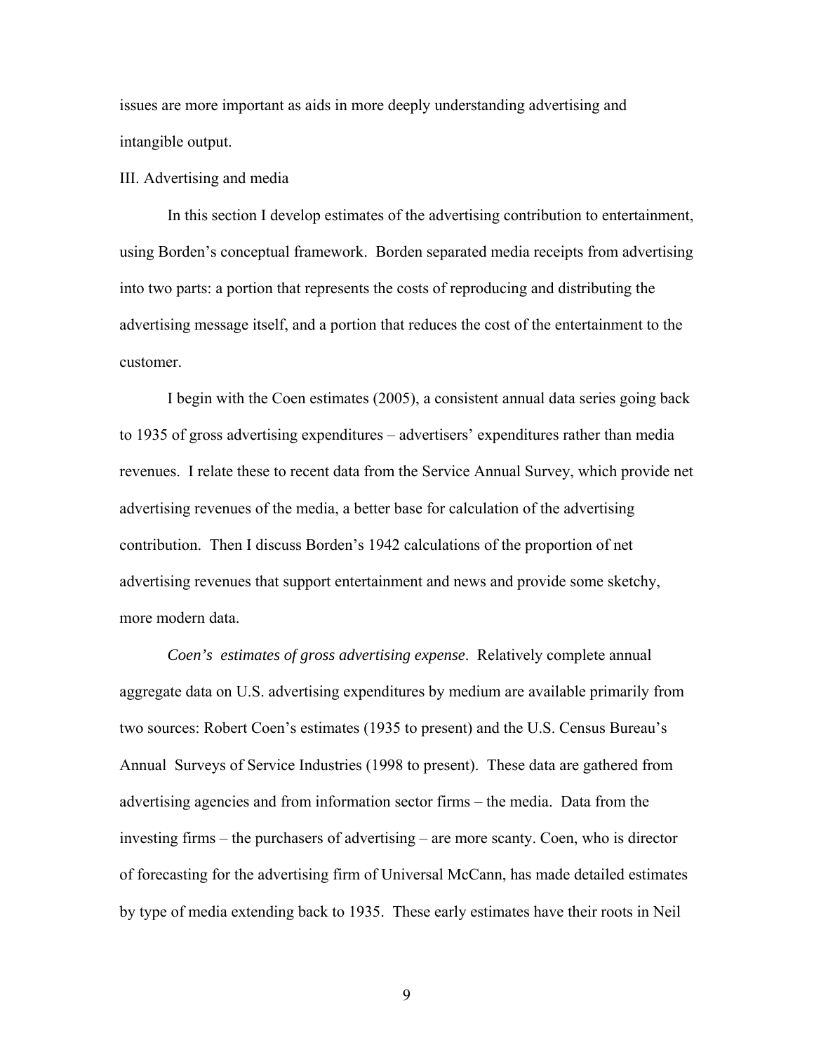issues are more important as aids in more deeply understanding advertising and intangible output.

## III. Advertising and media

In this section I develop estimates of the advertising contribution to entertainment, using Borden's conceptual framework. Borden separated media receipts from advertising into two parts: a portion that represents the costs of reproducing and distributing the advertising message itself, and a portion that reduces the cost of the entertainment to the customer.

I begin with the Coen estimates (2005), a consistent annual data series going back to 1935 of gross advertising expenditures – advertisers' expenditures rather than media revenues. I relate these to recent data from the Service Annual Survey, which provide net advertising revenues of the media, a better base for calculation of the advertising contribution. Then I discuss Borden's 1942 calculations of the proportion of net advertising revenues that support entertainment and news and provide some sketchy, more modern data.

*Coen's estimates of gross advertising expense*. Relatively complete annual aggregate data on U.S. advertising expenditures by medium are available primarily from two sources: Robert Coen's estimates (1935 to present) and the U.S. Census Bureau's Annual Surveys of Service Industries (1998 to present). These data are gathered from advertising agencies and from information sector firms – the media. Data from the investing firms – the purchasers of advertising – are more scanty. Coen, who is director of forecasting for the advertising firm of Universal McCann, has made detailed estimates by type of media extending back to 1935. These early estimates have their roots in Neil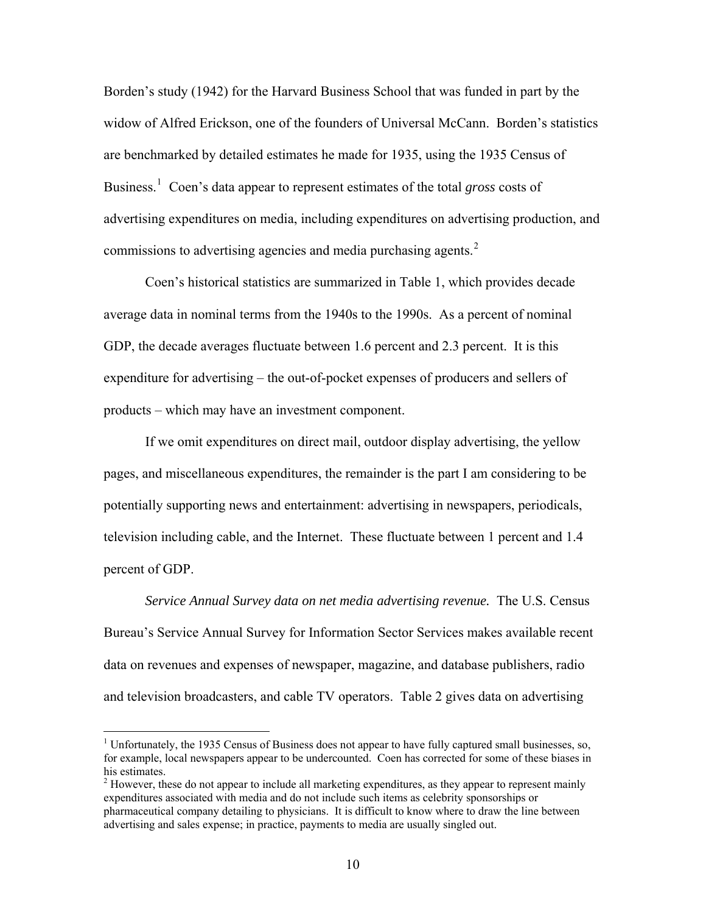Borden's study (1942) for the Harvard Business School that was funded in part by the widow of Alfred Erickson, one of the founders of Universal McCann. Borden's statistics are benchmarked by detailed estimates he made for 1935, using the 1935 Census of Business.[1] Coen's data appear to represent estimates of the total *gross* costs of advertising expenditures on media, including expenditures on advertising production, and commissions to advertising agencies and media purchasing agents.[2]

Coen's historical statistics are summarized in Table 1, which provides decade average data in nominal terms from the 1940s to the 1990s. As a percent of nominal GDP, the decade averages fluctuate between 1.6 percent and 2.3 percent. It is this expenditure for advertising – the out-of-pocket expenses of producers and sellers of products – which may have an investment component.

If we omit expenditures on direct mail, outdoor display advertising, the yellow pages, and miscellaneous expenditures, the remainder is the part I am considering to be potentially supporting news and entertainment: advertising in newspapers, periodicals, television including cable, and the Internet. These fluctuate between 1 percent and 1.4 percent of GDP.

*Service Annual Survey data on net media advertising revenue.* The U.S. Census Bureau's Service Annual Survey for Information Sector Services makes available recent data on revenues and expenses of newspaper, magazine, and database publishers, radio and television broadcasters, and cable TV operators. Table 2 gives data on advertising

---

[1] Unfortunately, the 1935 Census of Business does not appear to have fully captured small businesses, so, for example, local newspapers appear to be undercounted. Coen has corrected for some of these biases in his estimates.

[2] However, these do not appear to include all marketing expenditures, as they appear to represent mainly expenditures associated with media and do not include such items as celebrity sponsorships or pharmaceutical company detailing to physicians. It is difficult to know where to draw the line between advertising and sales expense; in practice, payments to media are usually singled out.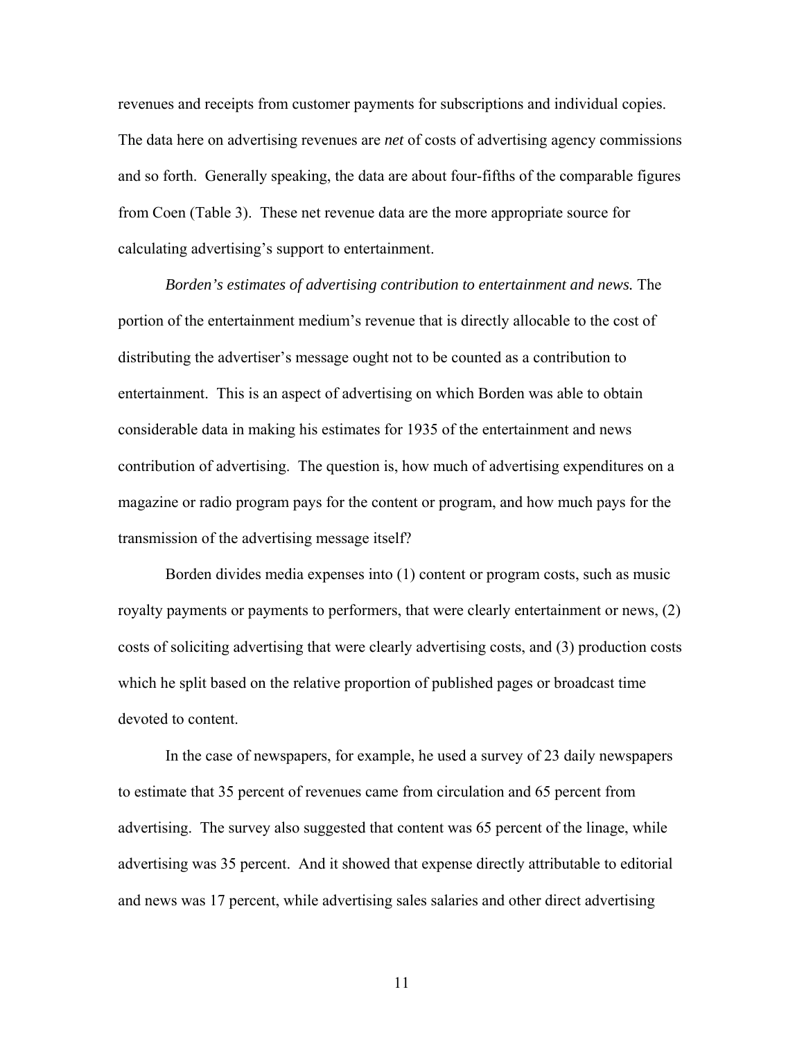revenues and receipts from customer payments for subscriptions and individual copies. The data here on advertising revenues are *net* of costs of advertising agency commissions and so forth. Generally speaking, the data are about four-fifths of the comparable figures from Coen (Table 3). These net revenue data are the more appropriate source for calculating advertising's support to entertainment.

*Borden's estimates of advertising contribution to entertainment and news.* The portion of the entertainment medium's revenue that is directly allocable to the cost of distributing the advertiser's message ought not to be counted as a contribution to entertainment. This is an aspect of advertising on which Borden was able to obtain considerable data in making his estimates for 1935 of the entertainment and news contribution of advertising. The question is, how much of advertising expenditures on a magazine or radio program pays for the content or program, and how much pays for the transmission of the advertising message itself?

Borden divides media expenses into (1) content or program costs, such as music royalty payments or payments to performers, that were clearly entertainment or news, (2) costs of soliciting advertising that were clearly advertising costs, and (3) production costs which he split based on the relative proportion of published pages or broadcast time devoted to content.

In the case of newspapers, for example, he used a survey of 23 daily newspapers to estimate that 35 percent of revenues came from circulation and 65 percent from advertising. The survey also suggested that content was 65 percent of the linage, while advertising was 35 percent. And it showed that expense directly attributable to editorial and news was 17 percent, while advertising sales salaries and other direct advertising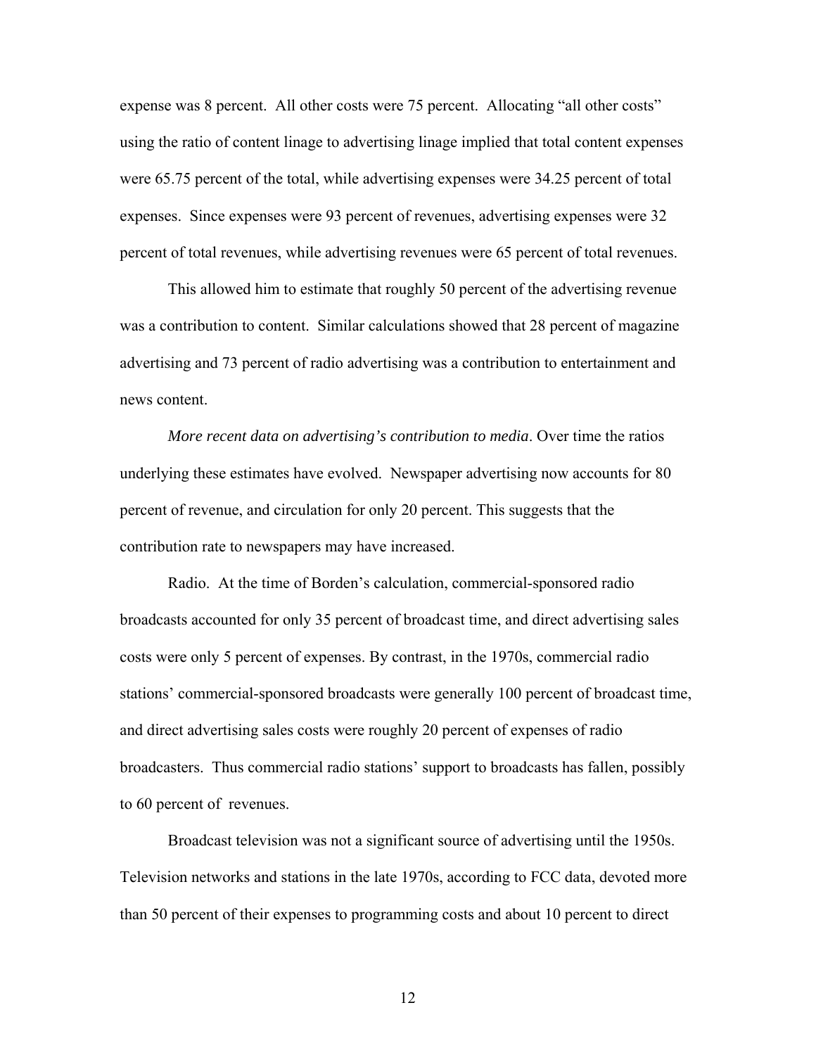expense was 8 percent. All other costs were 75 percent. Allocating "all other costs" using the ratio of content linage to advertising linage implied that total content expenses were 65.75 percent of the total, while advertising expenses were 34.25 percent of total expenses. Since expenses were 93 percent of revenues, advertising expenses were 32 percent of total revenues, while advertising revenues were 65 percent of total revenues.

This allowed him to estimate that roughly 50 percent of the advertising revenue was a contribution to content. Similar calculations showed that 28 percent of magazine advertising and 73 percent of radio advertising was a contribution to entertainment and news content.

*More recent data on advertising's contribution to media*. Over time the ratios underlying these estimates have evolved. Newspaper advertising now accounts for 80 percent of revenue, and circulation for only 20 percent. This suggests that the contribution rate to newspapers may have increased.

Radio. At the time of Borden's calculation, commercial-sponsored radio broadcasts accounted for only 35 percent of broadcast time, and direct advertising sales costs were only 5 percent of expenses. By contrast, in the 1970s, commercial radio stations' commercial-sponsored broadcasts were generally 100 percent of broadcast time, and direct advertising sales costs were roughly 20 percent of expenses of radio broadcasters. Thus commercial radio stations' support to broadcasts has fallen, possibly to 60 percent of revenues.

Broadcast television was not a significant source of advertising until the 1950s. Television networks and stations in the late 1970s, according to FCC data, devoted more than 50 percent of their expenses to programming costs and about 10 percent to direct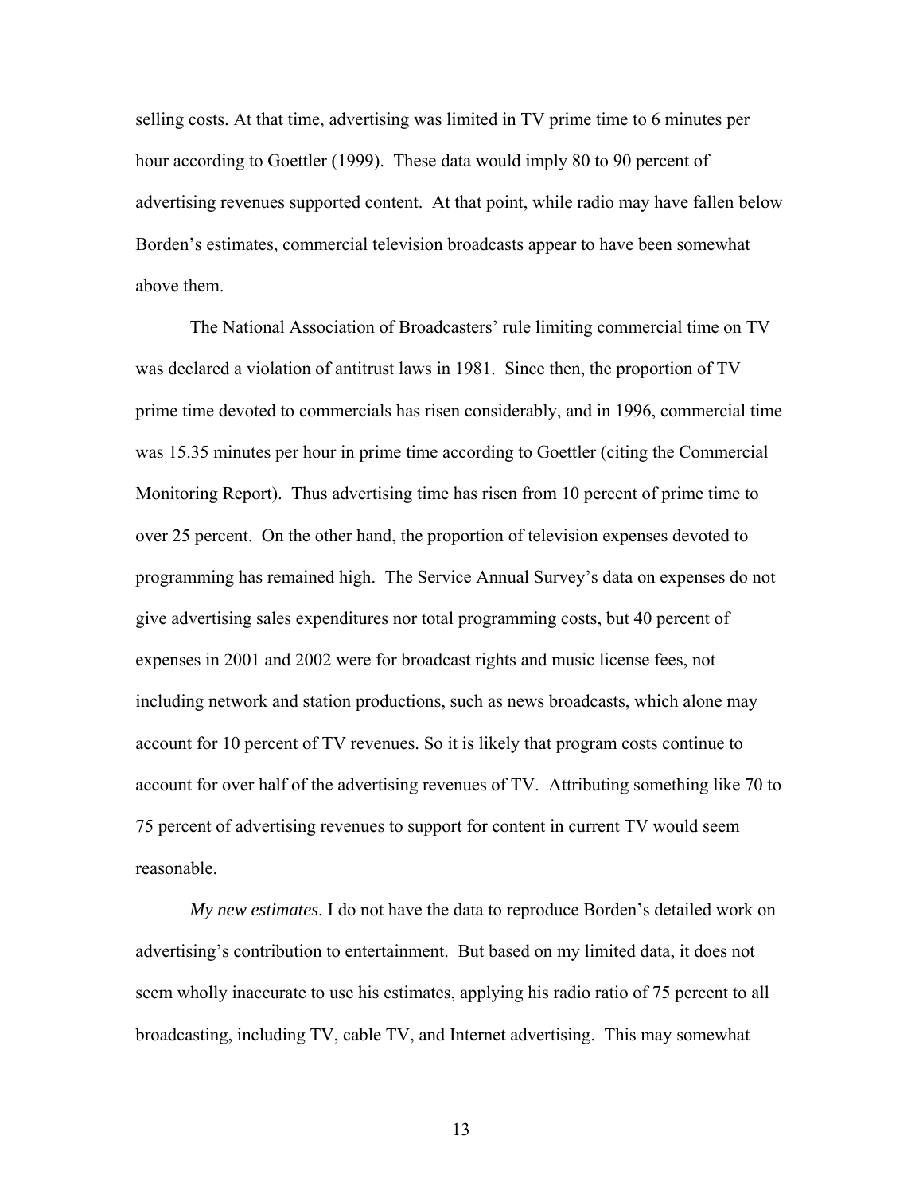selling costs. At that time, advertising was limited in TV prime time to 6 minutes per hour according to Goettler (1999). These data would imply 80 to 90 percent of advertising revenues supported content. At that point, while radio may have fallen below Borden's estimates, commercial television broadcasts appear to have been somewhat above them.

The National Association of Broadcasters' rule limiting commercial time on TV was declared a violation of antitrust laws in 1981. Since then, the proportion of TV prime time devoted to commercials has risen considerably, and in 1996, commercial time was 15.35 minutes per hour in prime time according to Goettler (citing the Commercial Monitoring Report). Thus advertising time has risen from 10 percent of prime time to over 25 percent. On the other hand, the proportion of television expenses devoted to programming has remained high. The Service Annual Survey's data on expenses do not give advertising sales expenditures nor total programming costs, but 40 percent of expenses in 2001 and 2002 were for broadcast rights and music license fees, not including network and station productions, such as news broadcasts, which alone may account for 10 percent of TV revenues. So it is likely that program costs continue to account for over half of the advertising revenues of TV. Attributing something like 70 to 75 percent of advertising revenues to support for content in current TV would seem reasonable.

*My new estimates*. I do not have the data to reproduce Borden's detailed work on advertising's contribution to entertainment. But based on my limited data, it does not seem wholly inaccurate to use his estimates, applying his radio ratio of 75 percent to all broadcasting, including TV, cable TV, and Internet advertising. This may somewhat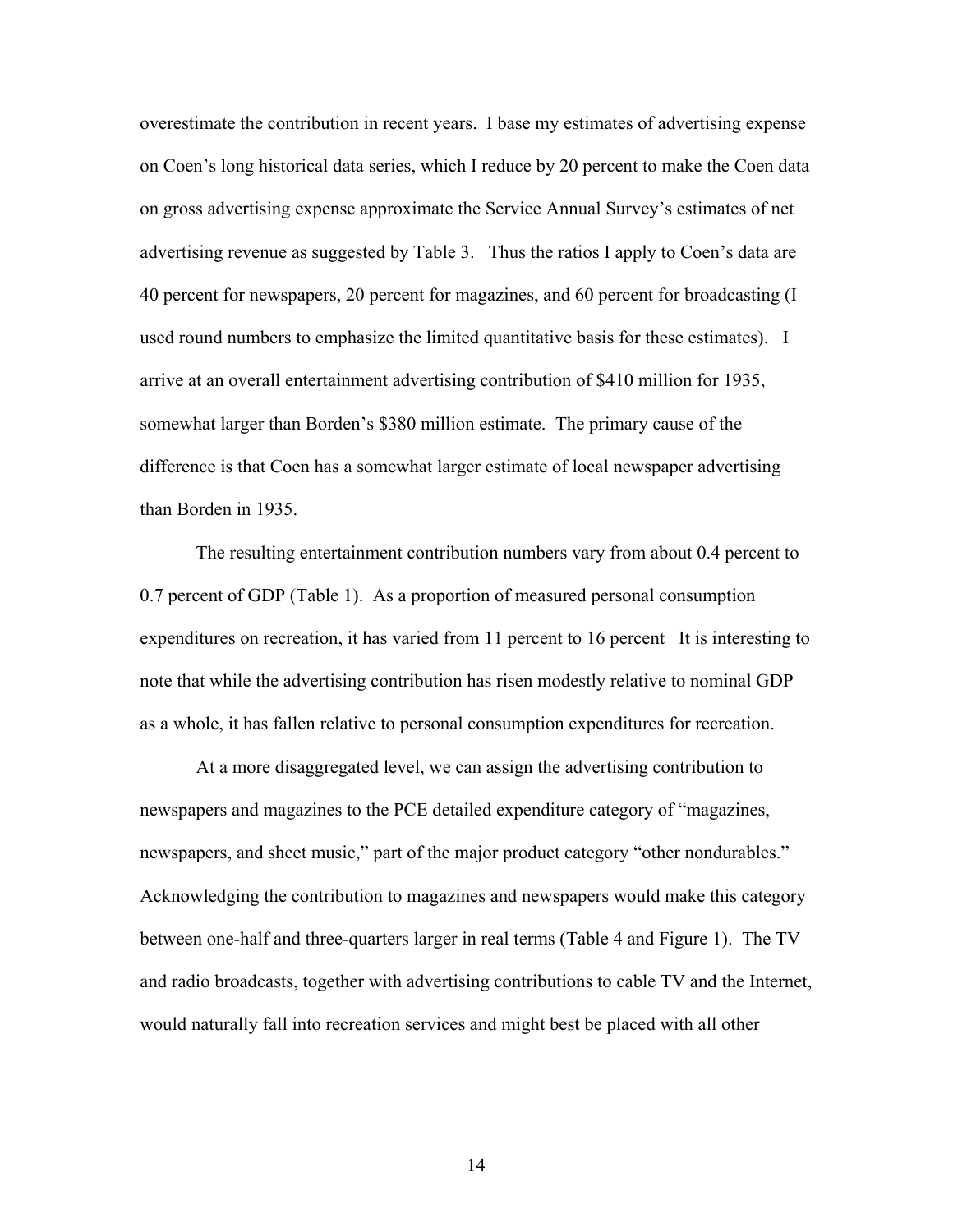overestimate the contribution in recent years. I base my estimates of advertising expense on Coen's long historical data series, which I reduce by 20 percent to make the Coen data on gross advertising expense approximate the Service Annual Survey's estimates of net advertising revenue as suggested by Table 3. Thus the ratios I apply to Coen's data are 40 percent for newspapers, 20 percent for magazines, and 60 percent for broadcasting (I used round numbers to emphasize the limited quantitative basis for these estimates). I arrive at an overall entertainment advertising contribution of $410 million for 1935, somewhat larger than Borden's $380 million estimate. The primary cause of the difference is that Coen has a somewhat larger estimate of local newspaper advertising than Borden in 1935.

The resulting entertainment contribution numbers vary from about 0.4 percent to 0.7 percent of GDP (Table 1). As a proportion of measured personal consumption expenditures on recreation, it has varied from 11 percent to 16 percent It is interesting to note that while the advertising contribution has risen modestly relative to nominal GDP as a whole, it has fallen relative to personal consumption expenditures for recreation.

At a more disaggregated level, we can assign the advertising contribution to newspapers and magazines to the PCE detailed expenditure category of "magazines, newspapers, and sheet music," part of the major product category "other nondurables." Acknowledging the contribution to magazines and newspapers would make this category between one-half and three-quarters larger in real terms (Table 4 and Figure 1). The TV and radio broadcasts, together with advertising contributions to cable TV and the Internet, would naturally fall into recreation services and might best be placed with all other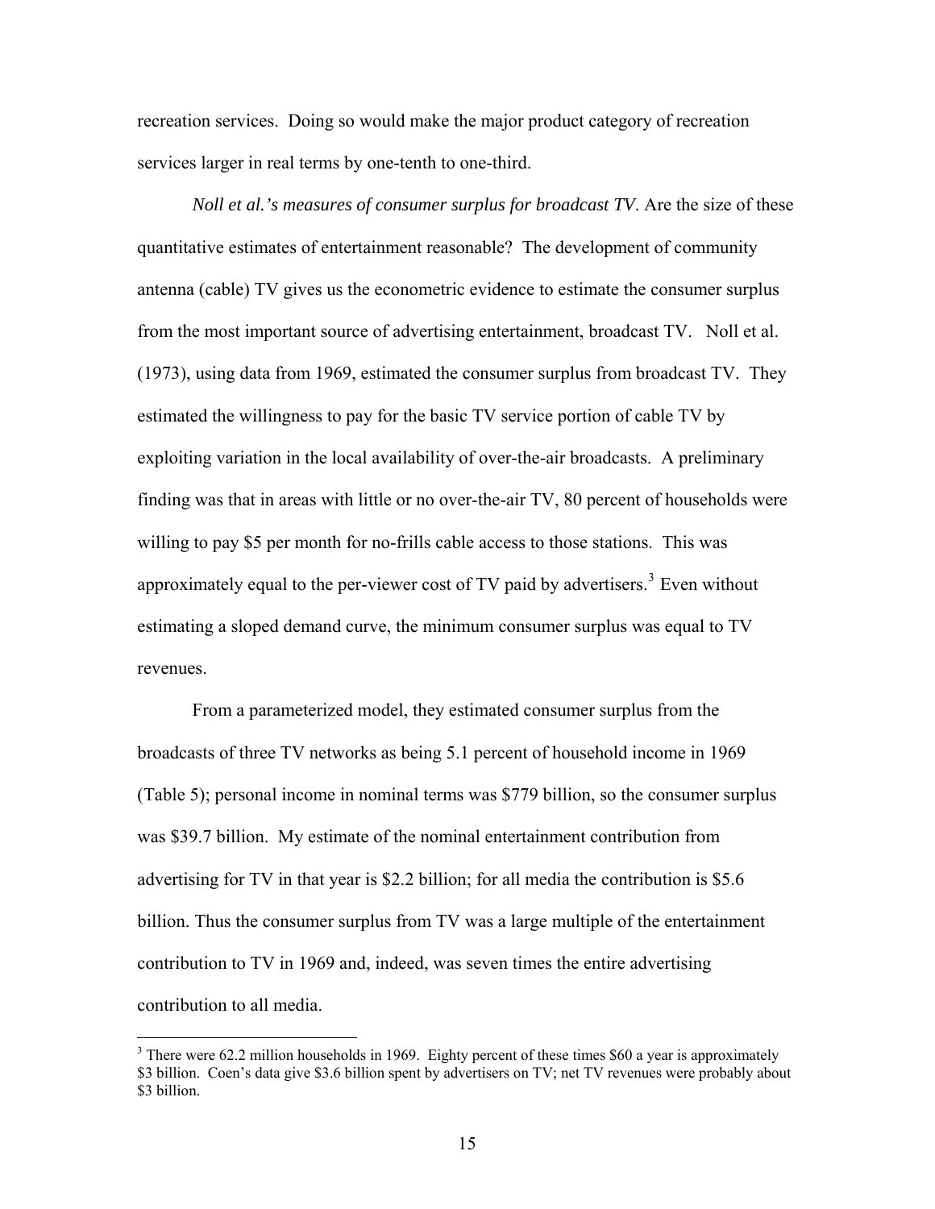recreation services. Doing so would make the major product category of recreation services larger in real terms by one-tenth to one-third.

*Noll et al.'s measures of consumer surplus for broadcast TV*. Are the size of these quantitative estimates of entertainment reasonable? The development of community antenna (cable) TV gives us the econometric evidence to estimate the consumer surplus from the most important source of advertising entertainment, broadcast TV. Noll et al. (1973), using data from 1969, estimated the consumer surplus from broadcast TV. They estimated the willingness to pay for the basic TV service portion of cable TV by exploiting variation in the local availability of over-the-air broadcasts. A preliminary finding was that in areas with little or no over-the-air TV, 80 percent of households were willing to pay \$5 per month for no-frills cable access to those stations. This was approximately equal to the per-viewer cost of TV paid by advertisers.[3] Even without estimating a sloped demand curve, the minimum consumer surplus was equal to TV revenues.

From a parameterized model, they estimated consumer surplus from the broadcasts of three TV networks as being 5.1 percent of household income in 1969 (Table 5); personal income in nominal terms was \$779 billion, so the consumer surplus was \$39.7 billion. My estimate of the nominal entertainment contribution from advertising for TV in that year is \$2.2 billion; for all media the contribution is \$5.6 billion. Thus the consumer surplus from TV was a large multiple of the entertainment contribution to TV in 1969 and, indeed, was seven times the entire advertising contribution to all media.

[3] There were 62.2 million households in 1969. Eighty percent of these times \$60 a year is approximately \$3 billion. Coen's data give \$3.6 billion spent by advertisers on TV; net TV revenues were probably about \$3 billion.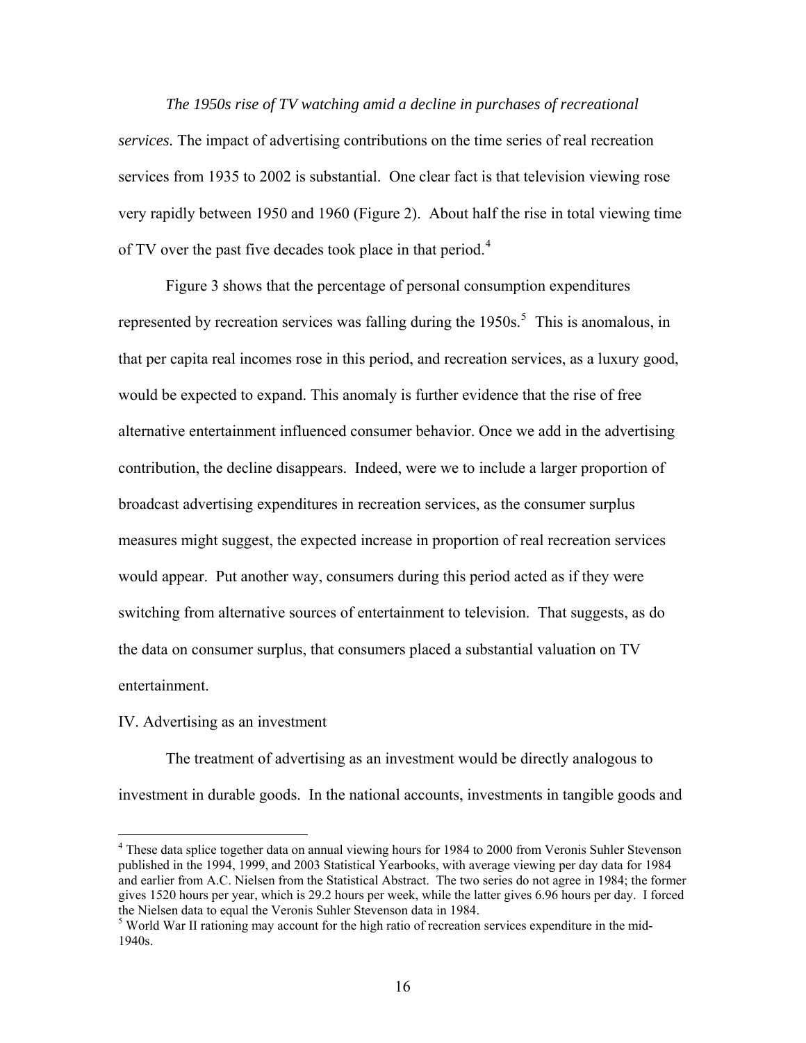*The 1950s rise of TV watching amid a decline in purchases of recreational services.* The impact of advertising contributions on the time series of real recreation services from 1935 to 2002 is substantial. One clear fact is that television viewing rose very rapidly between 1950 and 1960 (Figure 2). About half the rise in total viewing time of TV over the past five decades took place in that period.[4]

Figure 3 shows that the percentage of personal consumption expenditures represented by recreation services was falling during the 1950s.[5] This is anomalous, in that per capita real incomes rose in this period, and recreation services, as a luxury good, would be expected to expand. This anomaly is further evidence that the rise of free alternative entertainment influenced consumer behavior. Once we add in the advertising contribution, the decline disappears. Indeed, were we to include a larger proportion of broadcast advertising expenditures in recreation services, as the consumer surplus measures might suggest, the expected increase in proportion of real recreation services would appear. Put another way, consumers during this period acted as if they were switching from alternative sources of entertainment to television. That suggests, as do the data on consumer surplus, that consumers placed a substantial valuation on TV entertainment.

## IV. Advertising as an investment

The treatment of advertising as an investment would be directly analogous to investment in durable goods. In the national accounts, investments in tangible goods and

---

[4] These data splice together data on annual viewing hours for 1984 to 2000 from Veronis Suhler Stevenson published in the 1994, 1999, and 2003 Statistical Yearbooks, with average viewing per day data for 1984 and earlier from A.C. Nielsen from the Statistical Abstract. The two series do not agree in 1984; the former gives 1520 hours per year, which is 29.2 hours per week, while the latter gives 6.96 hours per day. I forced the Nielsen data to equal the Veronis Suhler Stevenson data in 1984.

[5] World War II rationing may account for the high ratio of recreation services expenditure in the mid-1940s.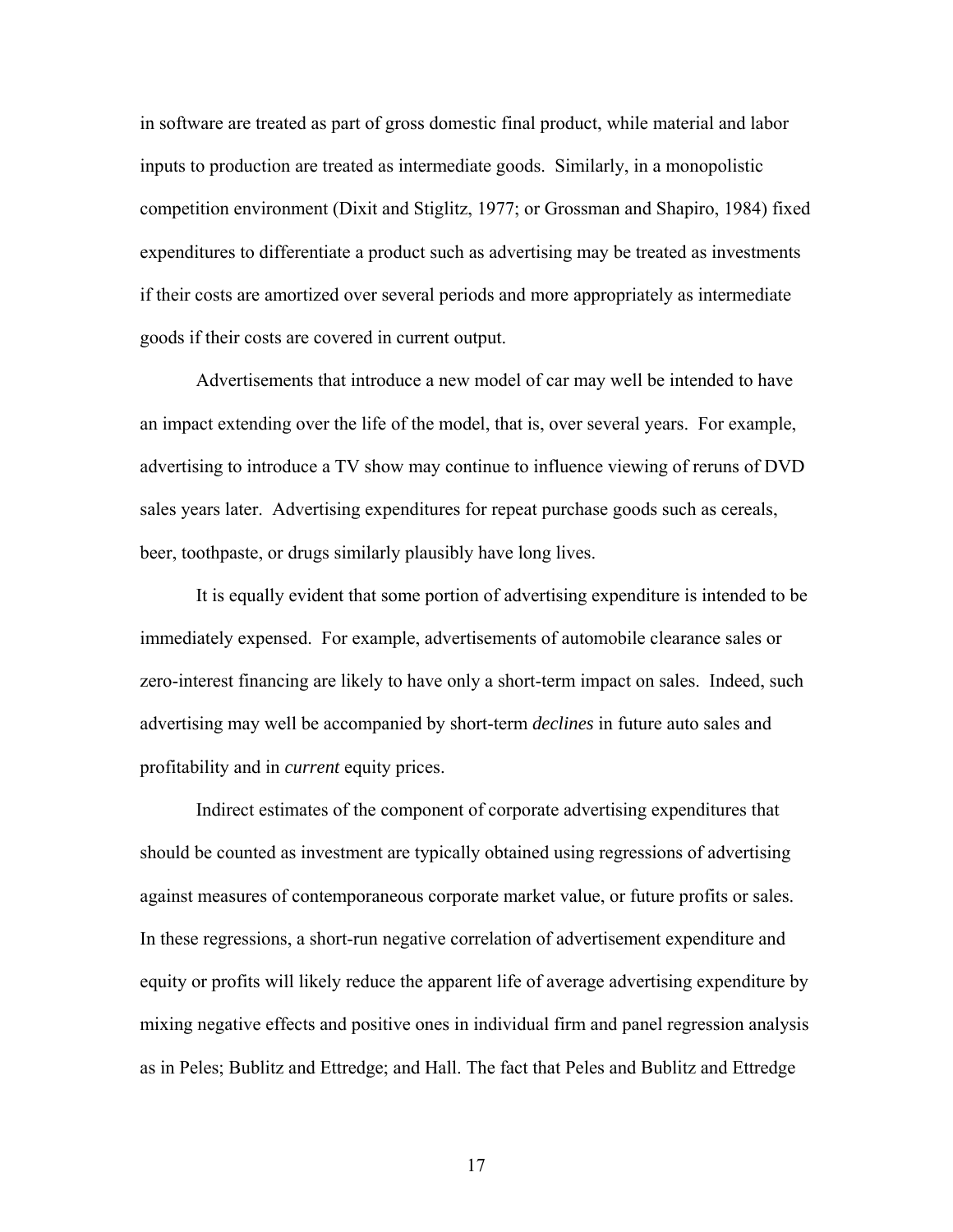in software are treated as part of gross domestic final product, while material and labor inputs to production are treated as intermediate goods. Similarly, in a monopolistic competition environment (Dixit and Stiglitz, 1977; or Grossman and Shapiro, 1984) fixed expenditures to differentiate a product such as advertising may be treated as investments if their costs are amortized over several periods and more appropriately as intermediate goods if their costs are covered in current output.

Advertisements that introduce a new model of car may well be intended to have an impact extending over the life of the model, that is, over several years. For example, advertising to introduce a TV show may continue to influence viewing of reruns of DVD sales years later. Advertising expenditures for repeat purchase goods such as cereals, beer, toothpaste, or drugs similarly plausibly have long lives.

It is equally evident that some portion of advertising expenditure is intended to be immediately expensed. For example, advertisements of automobile clearance sales or zero-interest financing are likely to have only a short-term impact on sales. Indeed, such advertising may well be accompanied by short-term *declines* in future auto sales and profitability and in *current* equity prices.

Indirect estimates of the component of corporate advertising expenditures that should be counted as investment are typically obtained using regressions of advertising against measures of contemporaneous corporate market value, or future profits or sales. In these regressions, a short-run negative correlation of advertisement expenditure and equity or profits will likely reduce the apparent life of average advertising expenditure by mixing negative effects and positive ones in individual firm and panel regression analysis as in Peles; Bublitz and Ettredge; and Hall. The fact that Peles and Bublitz and Ettredge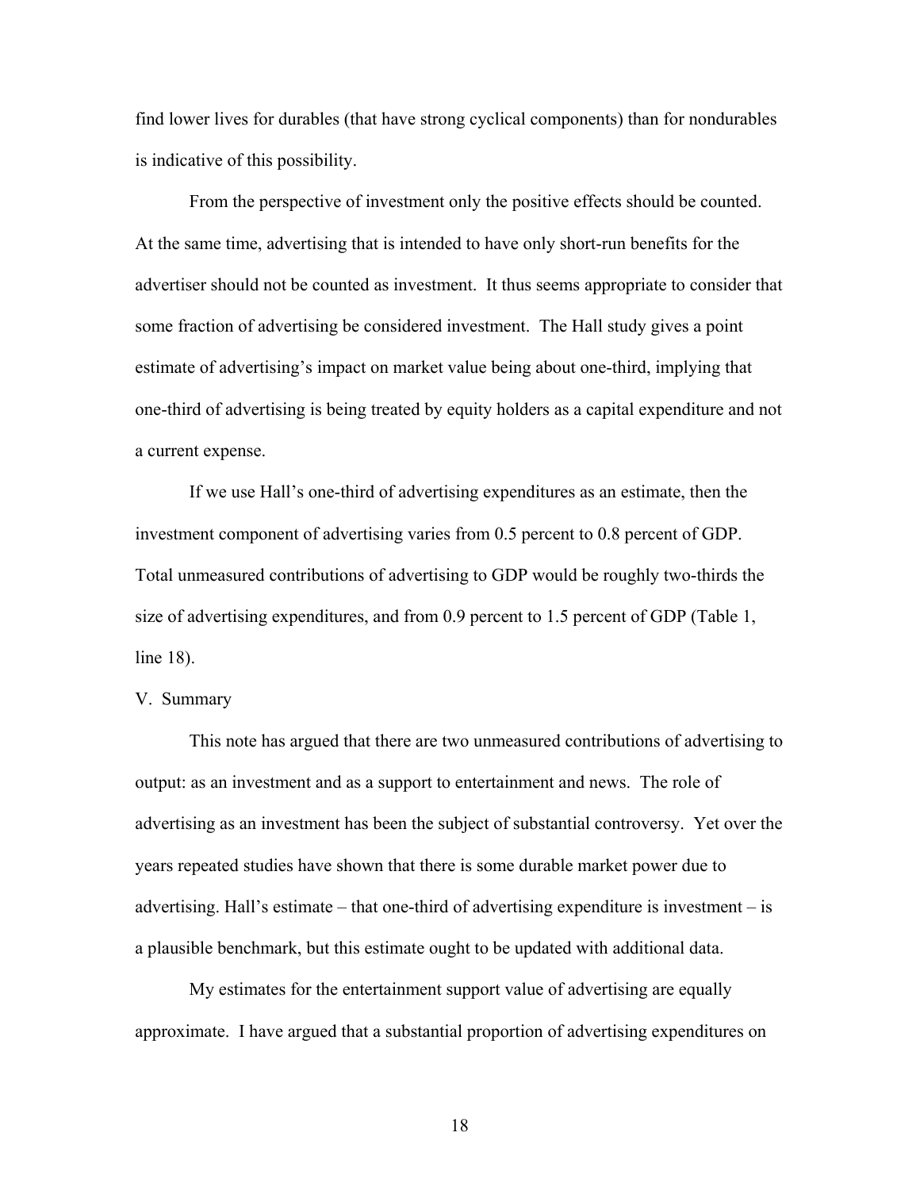find lower lives for durables (that have strong cyclical components) than for nondurables is indicative of this possibility.

From the perspective of investment only the positive effects should be counted. At the same time, advertising that is intended to have only short-run benefits for the advertiser should not be counted as investment. It thus seems appropriate to consider that some fraction of advertising be considered investment. The Hall study gives a point estimate of advertising's impact on market value being about one-third, implying that one-third of advertising is being treated by equity holders as a capital expenditure and not a current expense.

If we use Hall's one-third of advertising expenditures as an estimate, then the investment component of advertising varies from 0.5 percent to 0.8 percent of GDP. Total unmeasured contributions of advertising to GDP would be roughly two-thirds the size of advertising expenditures, and from 0.9 percent to 1.5 percent of GDP (Table 1, line 18).

## V. Summary

This note has argued that there are two unmeasured contributions of advertising to output: as an investment and as a support to entertainment and news. The role of advertising as an investment has been the subject of substantial controversy. Yet over the years repeated studies have shown that there is some durable market power due to advertising. Hall's estimate – that one-third of advertising expenditure is investment – is a plausible benchmark, but this estimate ought to be updated with additional data.

My estimates for the entertainment support value of advertising are equally approximate. I have argued that a substantial proportion of advertising expenditures on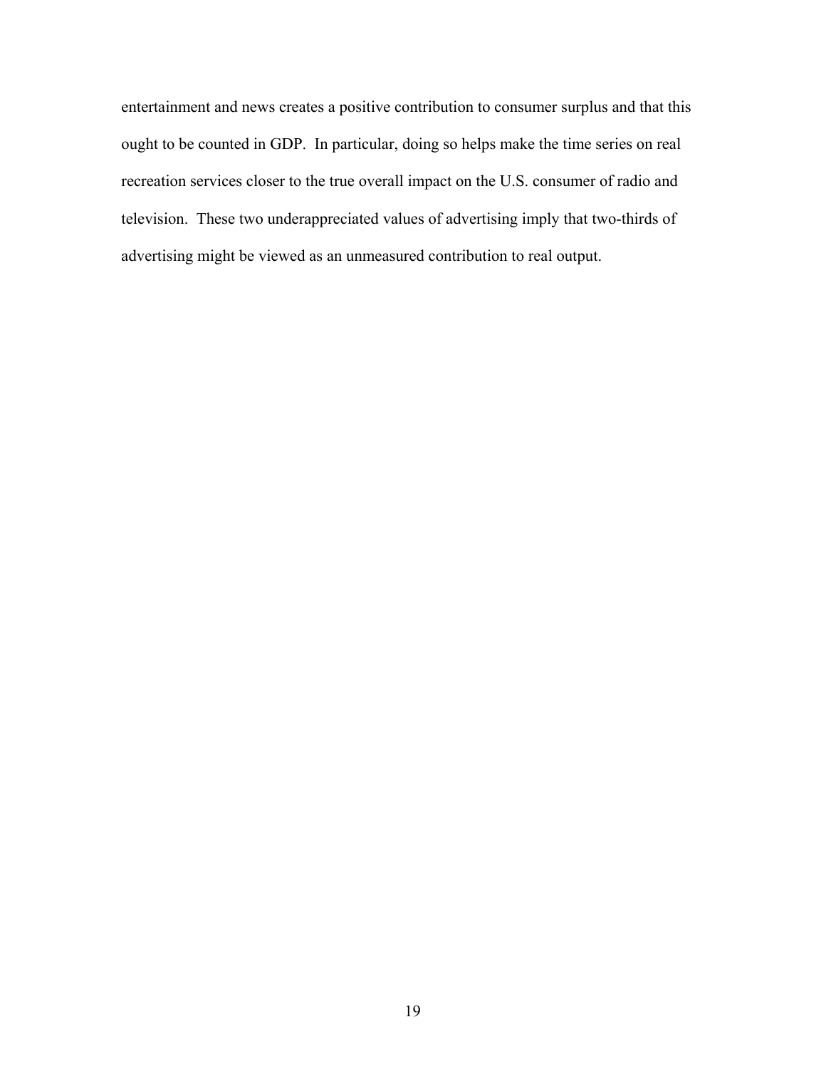entertainment and news creates a positive contribution to consumer surplus and that this ought to be counted in GDP. In particular, doing so helps make the time series on real recreation services closer to the true overall impact on the U.S. consumer of radio and television. These two underappreciated values of advertising imply that two-thirds of advertising might be viewed as an unmeasured contribution to real output.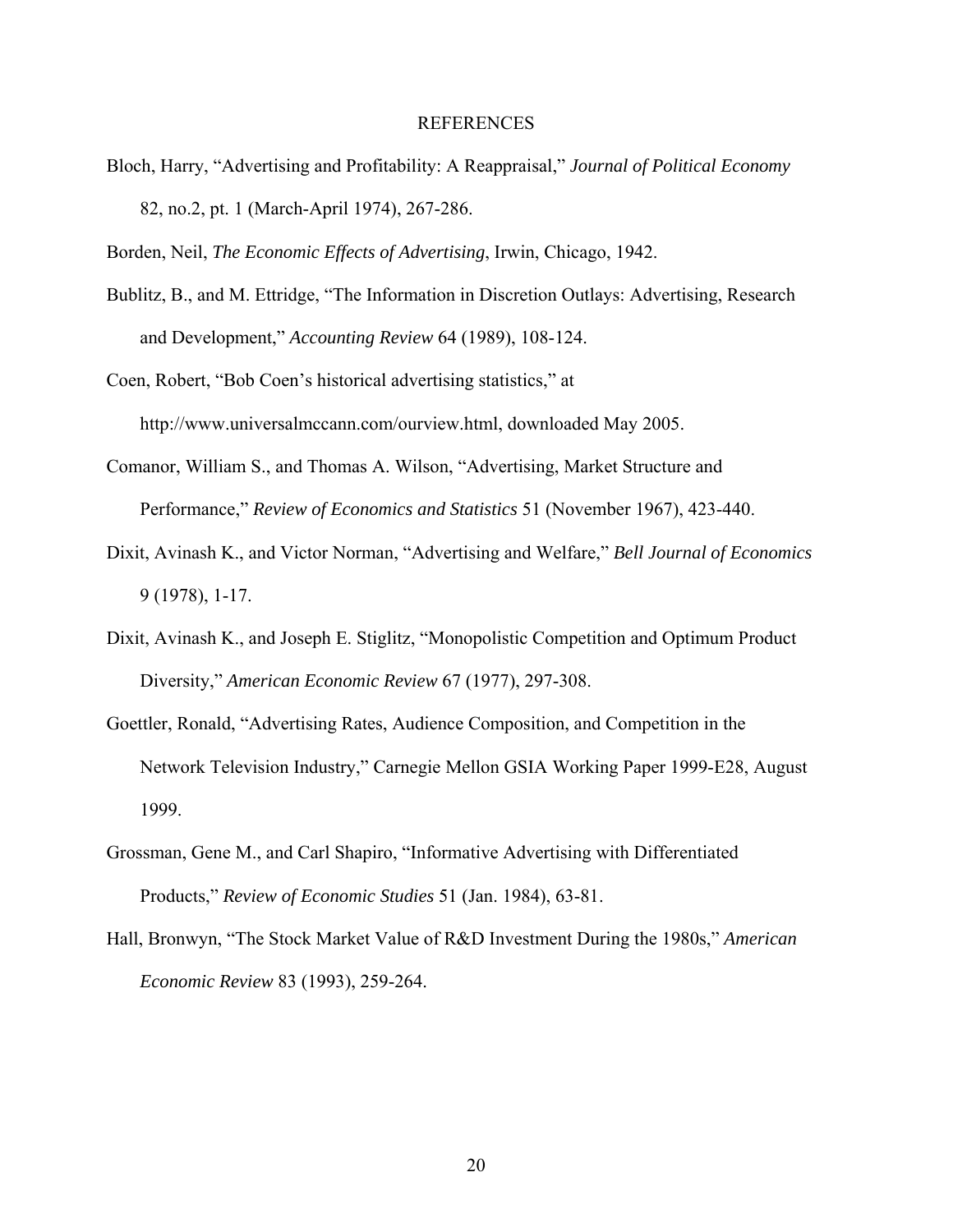## REFERENCES

Bloch, Harry, "Advertising and Profitability: A Reappraisal," *Journal of Political Economy* 82, no.2, pt. 1 (March-April 1974), 267-286.

Borden, Neil, *The Economic Effects of Advertising*, Irwin, Chicago, 1942.

Bublitz, B., and M. Ettridge, "The Information in Discretion Outlays: Advertising, Research and Development," *Accounting Review* 64 (1989), 108-124.

Coen, Robert, "Bob Coen's historical advertising statistics," at http://www.universalmccann.com/ourview.html, downloaded May 2005.

Comanor, William S., and Thomas A. Wilson, "Advertising, Market Structure and Performance," *Review of Economics and Statistics* 51 (November 1967), 423-440.

Dixit, Avinash K., and Victor Norman, "Advertising and Welfare," *Bell Journal of Economics* 9 (1978), 1-17.

Dixit, Avinash K., and Joseph E. Stiglitz, "Monopolistic Competition and Optimum Product Diversity," *American Economic Review* 67 (1977), 297-308.

Goettler, Ronald, "Advertising Rates, Audience Composition, and Competition in the Network Television Industry," Carnegie Mellon GSIA Working Paper 1999-E28, August 1999.

Grossman, Gene M., and Carl Shapiro, "Informative Advertising with Differentiated Products," *Review of Economic Studies* 51 (Jan. 1984), 63-81.

Hall, Bronwyn, "The Stock Market Value of R&D Investment During the 1980s," *American Economic Review* 83 (1993), 259-264.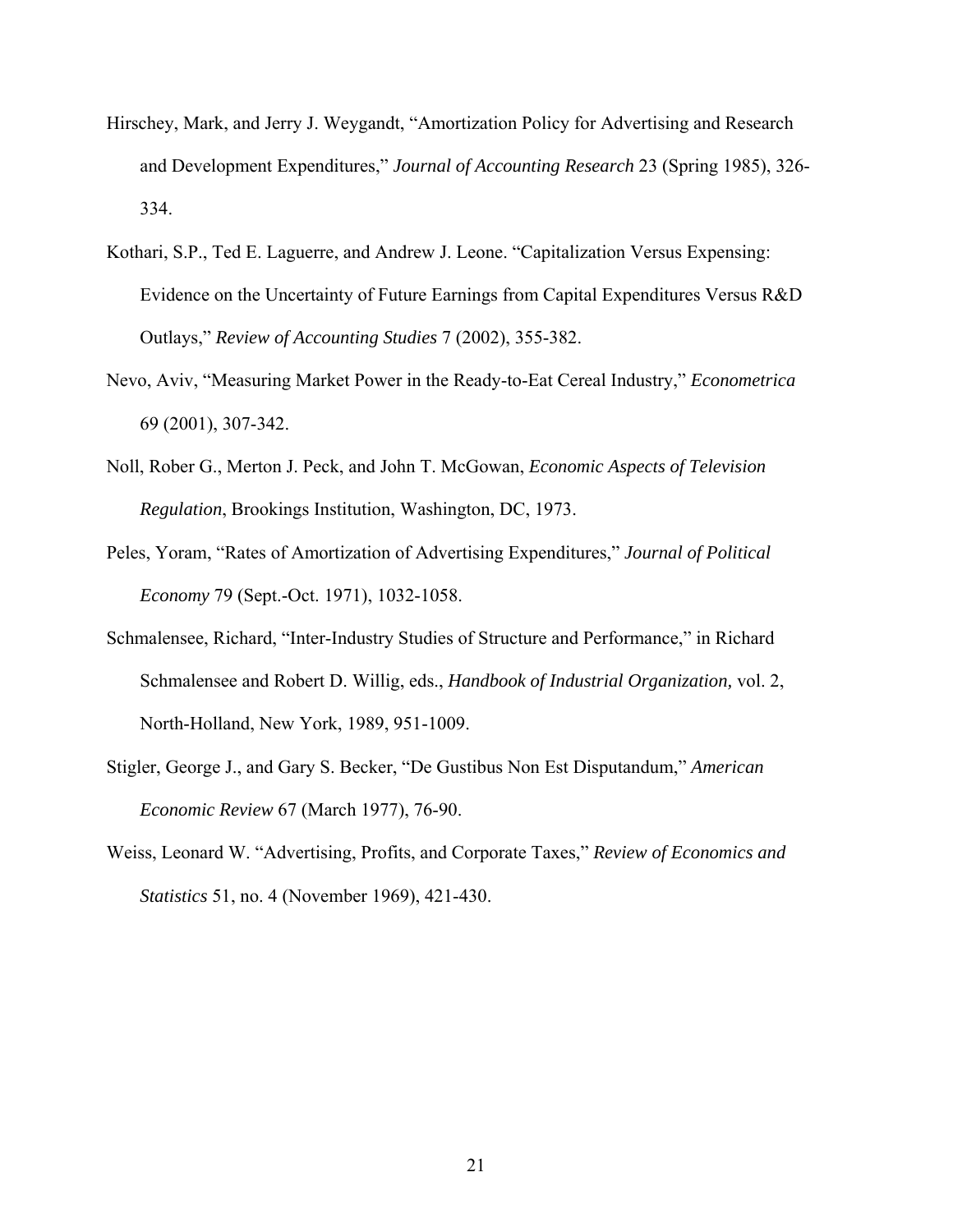Hirschey, Mark, and Jerry J. Weygandt, "Amortization Policy for Advertising and Research and Development Expenditures," *Journal of Accounting Research* 23 (Spring 1985), 326-334.

Kothari, S.P., Ted E. Laguerre, and Andrew J. Leone. "Capitalization Versus Expensing: Evidence on the Uncertainty of Future Earnings from Capital Expenditures Versus R&D Outlays," *Review of Accounting Studies* 7 (2002), 355-382.

Nevo, Aviv, "Measuring Market Power in the Ready-to-Eat Cereal Industry," *Econometrica* 69 (2001), 307-342.

Noll, Rober G., Merton J. Peck, and John T. McGowan, *Economic Aspects of Television Regulation*, Brookings Institution, Washington, DC, 1973.

Peles, Yoram, "Rates of Amortization of Advertising Expenditures," *Journal of Political Economy* 79 (Sept.-Oct. 1971), 1032-1058.

Schmalensee, Richard, "Inter-Industry Studies of Structure and Performance," in Richard Schmalensee and Robert D. Willig, eds., *Handbook of Industrial Organization,* vol. 2, North-Holland, New York, 1989, 951-1009.

Stigler, George J., and Gary S. Becker, "De Gustibus Non Est Disputandum," *American Economic Review* 67 (March 1977), 76-90.

Weiss, Leonard W. "Advertising, Profits, and Corporate Taxes," *Review of Economics and Statistics* 51, no. 4 (November 1969), 421-430.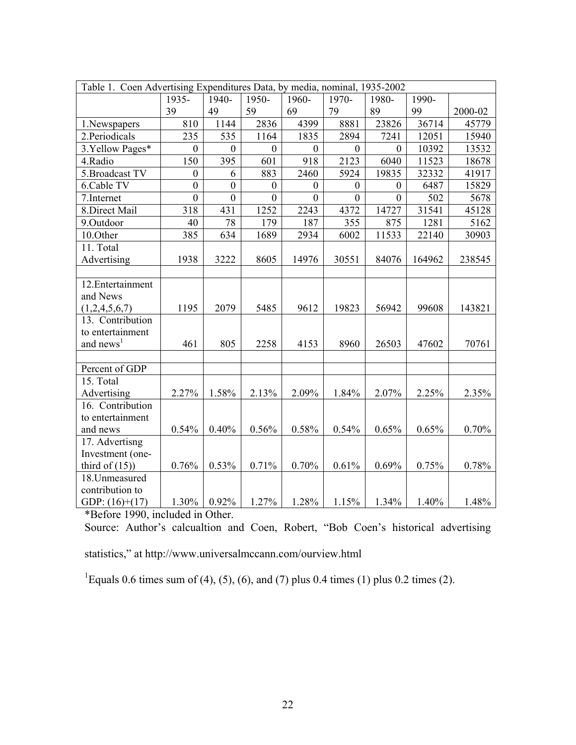| Table 1. Coen Advertising Expenditures Data, by media, nominal, 1935-2002 | | | | | | | | |
|---|---|---|---|---|---|---|---|---|
| | 1935-39 | 1940-49 | 1950-59 | 1960-69 | 1970-79 | 1980-89 | 1990-99 | 2000-02 |
| 1.Newspapers | 810 | 1144 | 2836 | 4399 | 8881 | 23826 | 36714 | 45779 |
| 2.Periodicals | 235 | 535 | 1164 | 1835 | 2894 | 7241 | 12051 | 15940 |
| 3.Yellow Pages* | 0 | 0 | 0 | 0 | 0 | 0 | 10392 | 13532 |
| 4.Radio | 150 | 395 | 601 | 918 | 2123 | 6040 | 11523 | 18678 |
| 5.Broadcast TV | 0 | 6 | 883 | 2460 | 5924 | 19835 | 32332 | 41917 |
| 6.Cable TV | 0 | 0 | 0 | 0 | 0 | 0 | 6487 | 15829 |
| 7.Internet | 0 | 0 | 0 | 0 | 0 | 0 | 502 | 5678 |
| 8.Direct Mail | 318 | 431 | 1252 | 2243 | 4372 | 14727 | 31541 | 45128 |
| 9.Outdoor | 40 | 78 | 179 | 187 | 355 | 875 | 1281 | 5162 |
| 10.Other | 385 | 634 | 1689 | 2934 | 6002 | 11533 | 22140 | 30903 |
| 11. Total Advertising | 1938 | 3222 | 8605 | 14976 | 30551 | 84076 | 164962 | 238545 |
| | | | | | | | | |
| 12.Entertainment and News (1,2,4,5,6,7) | 1195 | 2079 | 5485 | 9612 | 19823 | 56942 | 99608 | 143821 |
| 13. Contribution to entertainment and news[1] | 461 | 805 | 2258 | 4153 | 8960 | 26503 | 47602 | 70761 |
| | | | | | | | | |
| Percent of GDP | | | | | | | | |
| 15. Total Advertising | 2.27% | 1.58% | 2.13% | 2.09% | 1.84% | 2.07% | 2.25% | 2.35% |
| 16. Contribution to entertainment and news | 0.54% | 0.40% | 0.56% | 0.58% | 0.54% | 0.65% | 0.65% | 0.70% |
| 17. Advertisng Investment (one-third of (15)) | 0.76% | 0.53% | 0.71% | 0.70% | 0.61% | 0.69% | 0.75% | 0.78% |
| 18.Unmeasured contribution to GDP: (16)+(17) | 1.30% | 0.92% | 1.27% | 1.28% | 1.15% | 1.34% | 1.40% | 1.48% |

*Before 1990, included in Other.

Source: Author's calcualtion and Coen, Robert, "Bob Coen's historical advertising statistics," at http://www.universalmccann.com/ourview.html

[1]Equals 0.6 times sum of (4), (5), (6), and (7) plus 0.4 times (1) plus 0.2 times (2).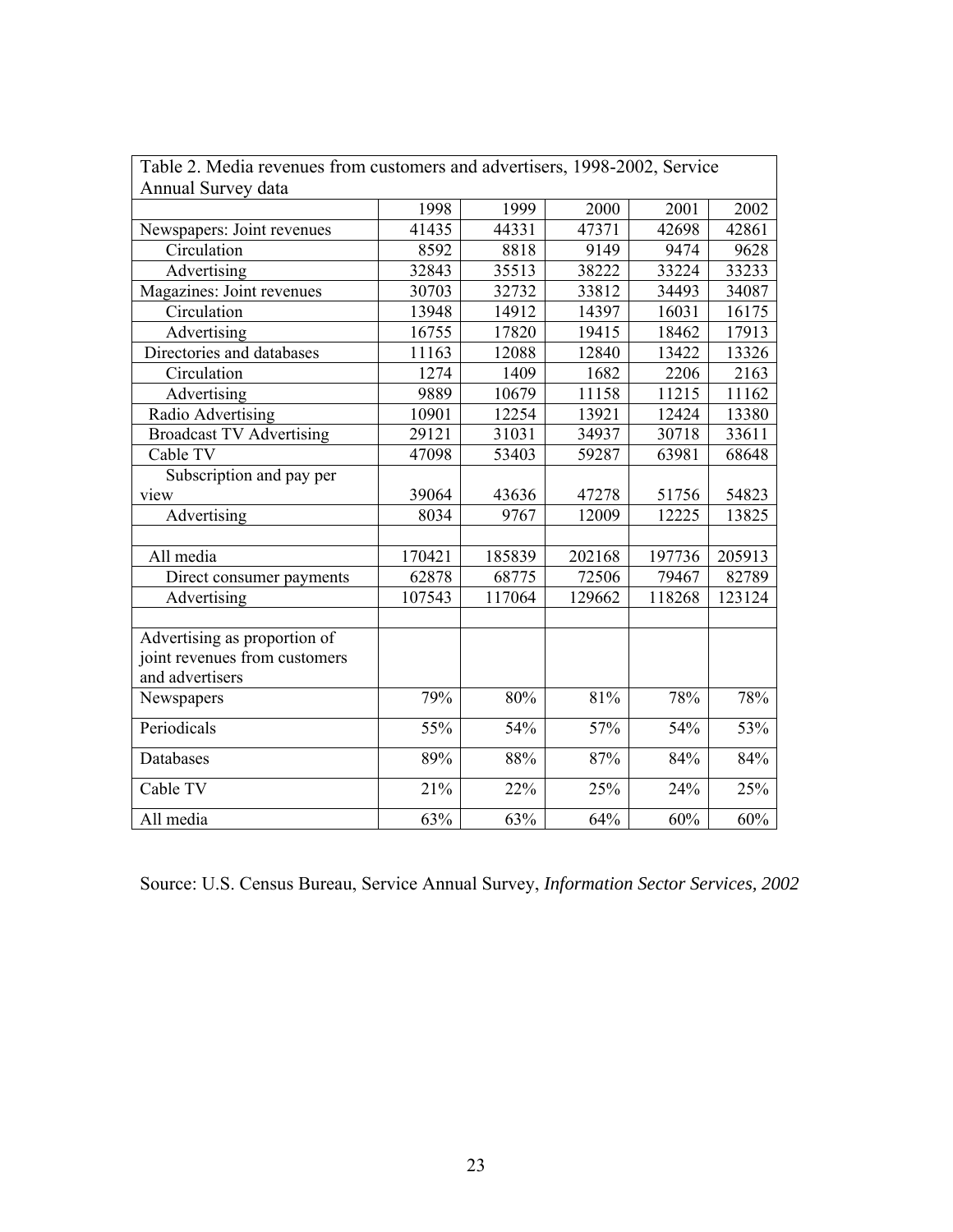Table 2. Media revenues from customers and advertisers, 1998-2002, Service Annual Survey data

| | 1998 | 1999 | 2000 | 2001 | 2002 |
|---|---|---|---|---|---|
| Newspapers: Joint revenues | 41435 | 44331 | 47371 | 42698 | 42861 |
| Circulation | 8592 | 8818 | 9149 | 9474 | 9628 |
| Advertising | 32843 | 35513 | 38222 | 33224 | 33233 |
| Magazines: Joint revenues | 30703 | 32732 | 33812 | 34493 | 34087 |
| Circulation | 13948 | 14912 | 14397 | 16031 | 16175 |
| Advertising | 16755 | 17820 | 19415 | 18462 | 17913 |
| Directories and databases | 11163 | 12088 | 12840 | 13422 | 13326 |
| Circulation | 1274 | 1409 | 1682 | 2206 | 2163 |
| Advertising | 9889 | 10679 | 11158 | 11215 | 11162 |
| Radio Advertising | 10901 | 12254 | 13921 | 12424 | 13380 |
| Broadcast TV Advertising | 29121 | 31031 | 34937 | 30718 | 33611 |
| Cable TV | 47098 | 53403 | 59287 | 63981 | 68648 |
| Subscription and pay per view | 39064 | 43636 | 47278 | 51756 | 54823 |
| Advertising | 8034 | 9767 | 12009 | 12225 | 13825 |
| | | | | | |
| All media | 170421 | 185839 | 202168 | 197736 | 205913 |
| Direct consumer payments | 62878 | 68775 | 72506 | 79467 | 82789 |
| Advertising | 107543 | 117064 | 129662 | 118268 | 123124 |
| | | | | | |
| Advertising as proportion of joint revenues from customers and advertisers | | | | | |
| Newspapers | 79% | 80% | 81% | 78% | 78% |
| Periodicals | 55% | 54% | 57% | 54% | 53% |
| Databases | 89% | 88% | 87% | 84% | 84% |
| Cable TV | 21% | 22% | 25% | 24% | 25% |
| All media | 63% | 63% | 64% | 60% | 60% |

Source: U.S. Census Bureau, Service Annual Survey, *Information Sector Services, 2002*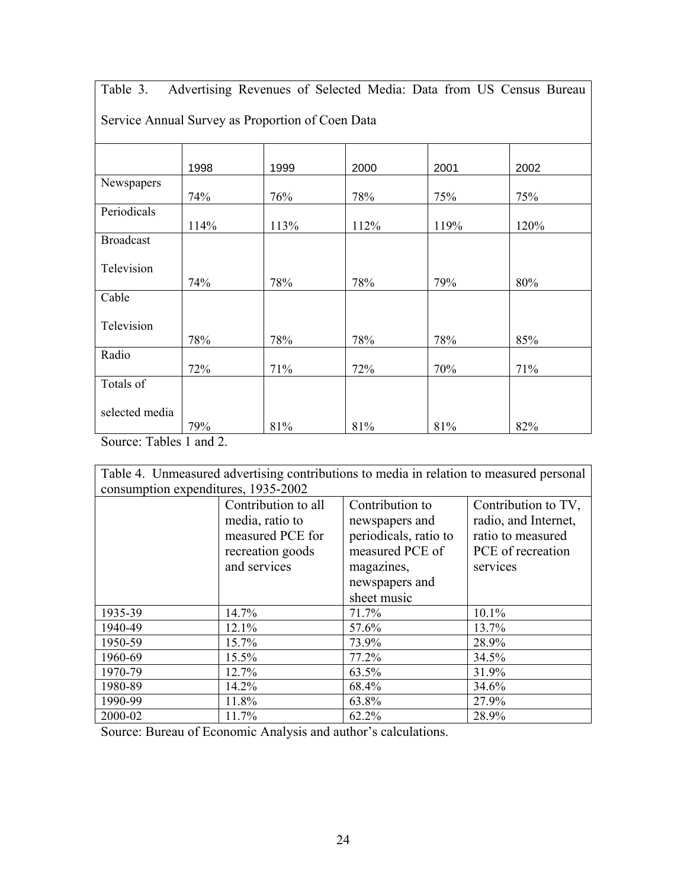Table 3. Advertising Revenues of Selected Media: Data from US Census Bureau Service Annual Survey as Proportion of Coen Data

| | 1998 | 1999 | 2000 | 2001 | 2002 |
|---|---|---|---|---|---|
| Newspapers | 74% | 76% | 78% | 75% | 75% |
| Periodicals | 114% | 113% | 112% | 119% | 120% |
| Broadcast Television | 74% | 78% | 78% | 79% | 80% |
| Cable Television | 78% | 78% | 78% | 78% | 85% |
| Radio | 72% | 71% | 72% | 70% | 71% |
| Totals of selected media | 79% | 81% | 81% | 81% | 82% |

Source: Tables 1 and 2.

Table 4. Unmeasured advertising contributions to media in relation to measured personal consumption expenditures, 1935-2002

| | Contribution to all media, ratio to measured PCE for recreation goods and services | Contribution to newspapers and periodicals, ratio to measured PCE of magazines, newspapers and sheet music | Contribution to TV, radio, and Internet, ratio to measured PCE of recreation services |
|---|---|---|---|
| 1935-39 | 14.7% | 71.7% | 10.1% |
| 1940-49 | 12.1% | 57.6% | 13.7% |
| 1950-59 | 15.7% | 73.9% | 28.9% |
| 1960-69 | 15.5% | 77.2% | 34.5% |
| 1970-79 | 12.7% | 63.5% | 31.9% |
| 1980-89 | 14.2% | 68.4% | 34.6% |
| 1990-99 | 11.8% | 63.8% | 27.9% |
| 2000-02 | 11.7% | 62.2% | 28.9% |

Source: Bureau of Economic Analysis and author's calculations.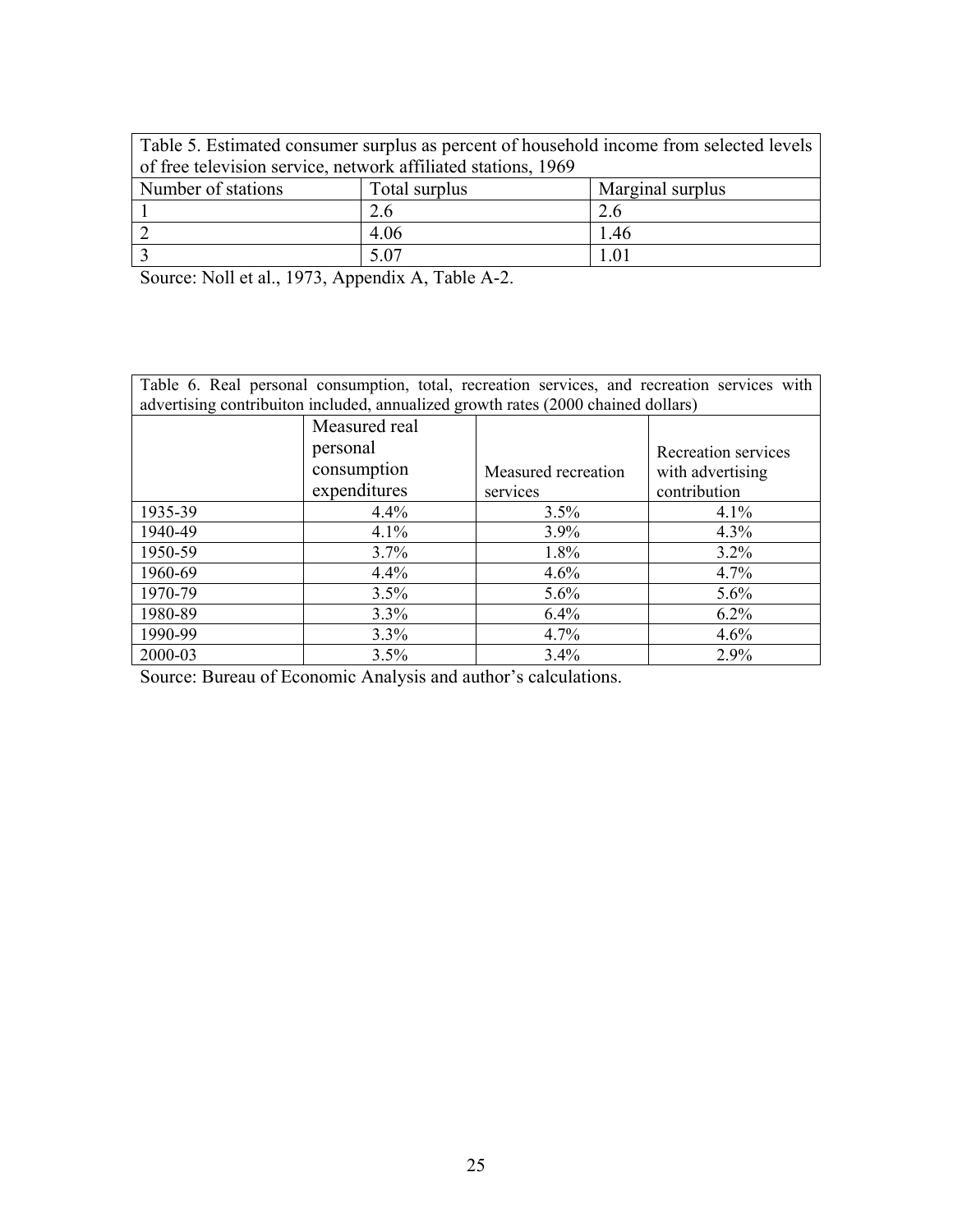| Table 5. Estimated consumer surplus as percent of household income from selected levels of free television service, network affiliated stations, 1969 | | |
|---|---|---|
| Number of stations | Total surplus | Marginal surplus |
| 1 | 2.6 | 2.6 |
| 2 | 4.06 | 1.46 |
| 3 | 5.07 | 1.01 |

Source: Noll et al., 1973, Appendix A, Table A-2.

| Table 6. Real personal consumption, total, recreation services, and recreation services with advertising contribuiton included, annualized growth rates (2000 chained dollars) | | | |
|---|---|---|---|
| | Measured real personal consumption expenditures | Measured recreation services | Recreation services with advertising contribution |
| 1935-39 | 4.4% | 3.5% | 4.1% |
| 1940-49 | 4.1% | 3.9% | 4.3% |
| 1950-59 | 3.7% | 1.8% | 3.2% |
| 1960-69 | 4.4% | 4.6% | 4.7% |
| 1970-79 | 3.5% | 5.6% | 5.6% |
| 1980-89 | 3.3% | 6.4% | 6.2% |
| 1990-99 | 3.3% | 4.7% | 4.6% |
| 2000-03 | 3.5% | 3.4% | 2.9% |

Source: Bureau of Economic Analysis and author's calculations.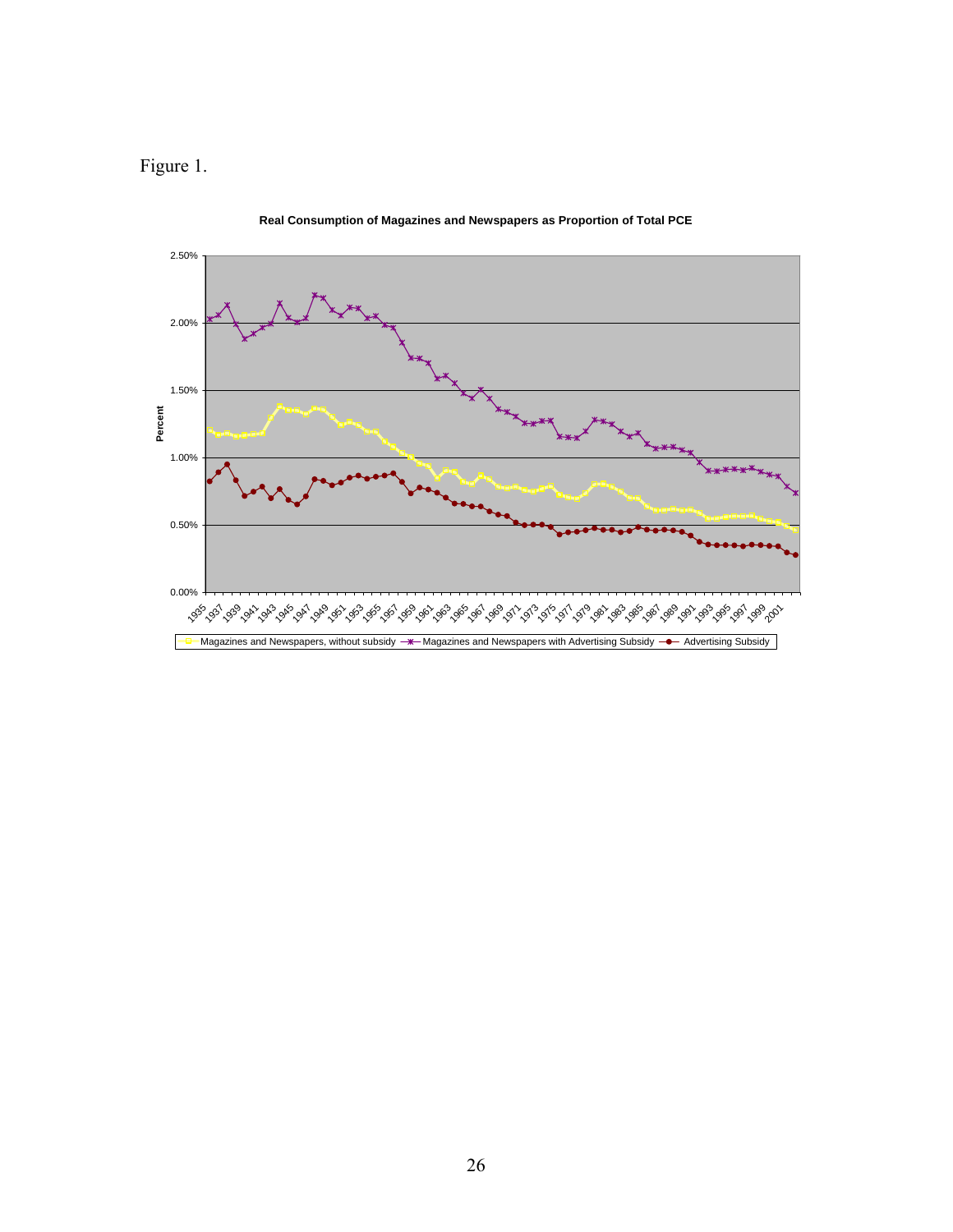Figure 1.

**Real Consumption of Magazines and Newspapers as Proportion of Total PCE**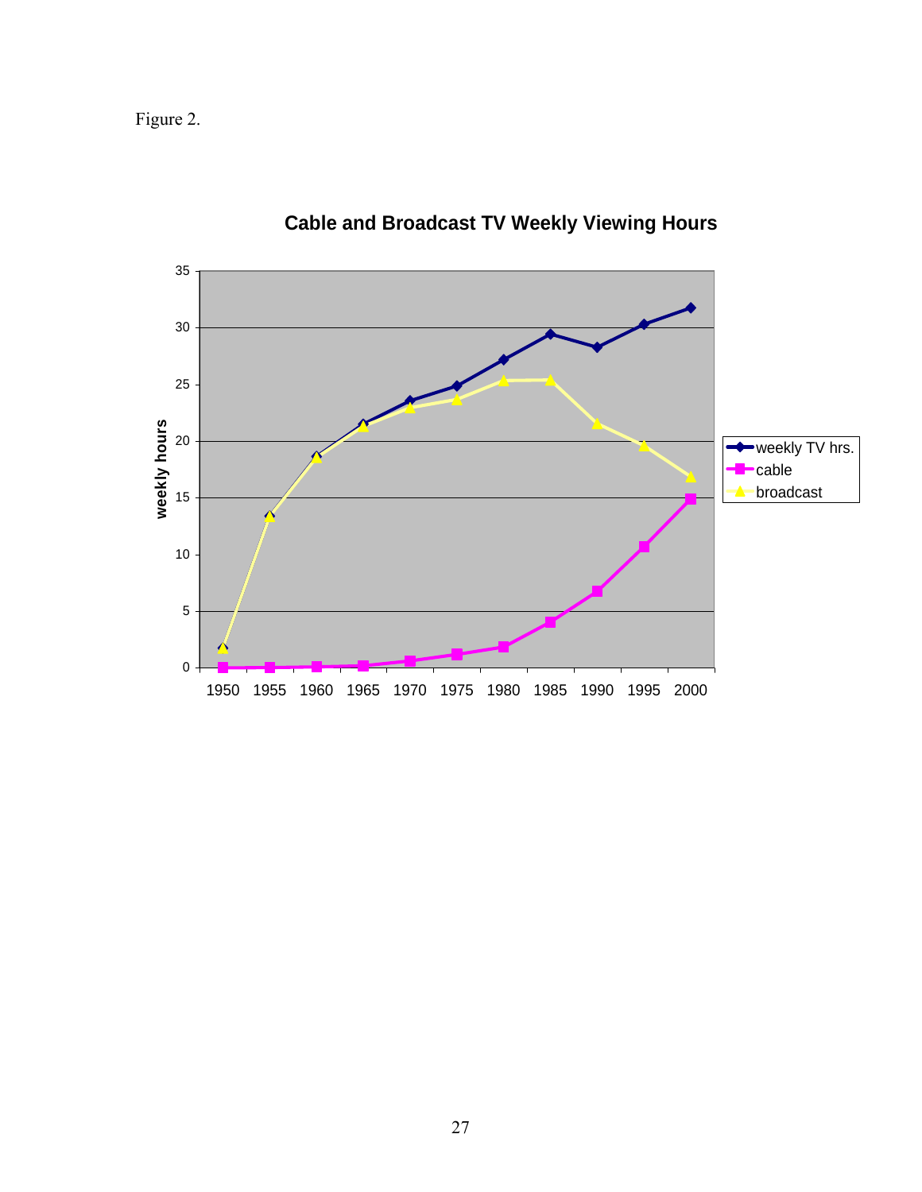Figure 2.

**Cable and Broadcast TV Weekly Viewing Hours**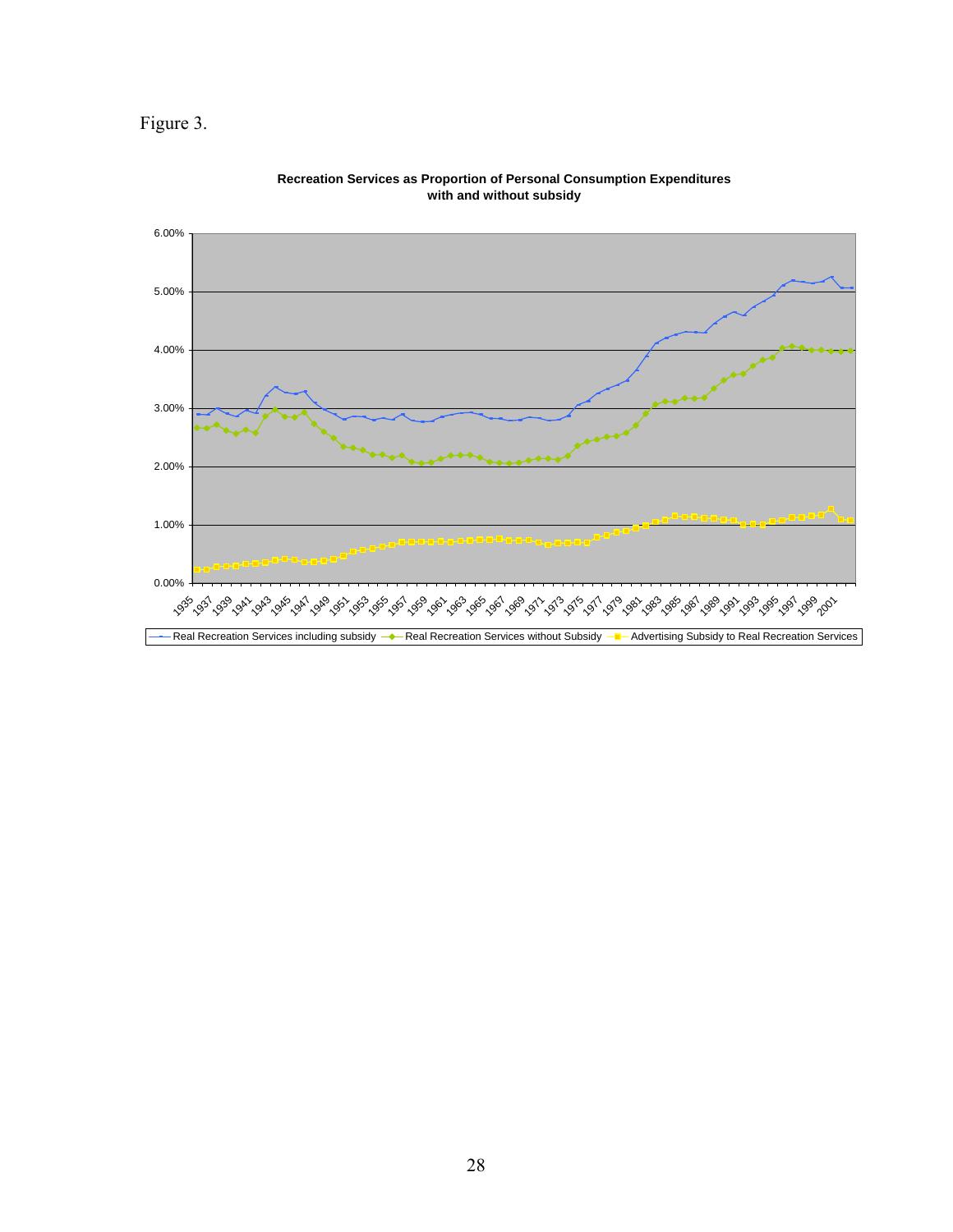Figure 3.

**Recreation Services as Proportion of Personal Consumption Expenditures with and without subsidy**

6.00%
5.00%
4.00%
3.00%
2.00%
1.00%
0.00%

1935 1937 1939 1941 1943 1945 1947 1949 1951 1953 1955 1957 1959 1961 1963 1965 1967 1969 1971 1973 1975 1977 1979 1981 1983 1985 1987 1989 1991 1993 1995 1997 1999 2001

Real Recreation Services including subsidy — Real Recreation Services without Subsidy — Advertising Subsidy to Real Recreation Services